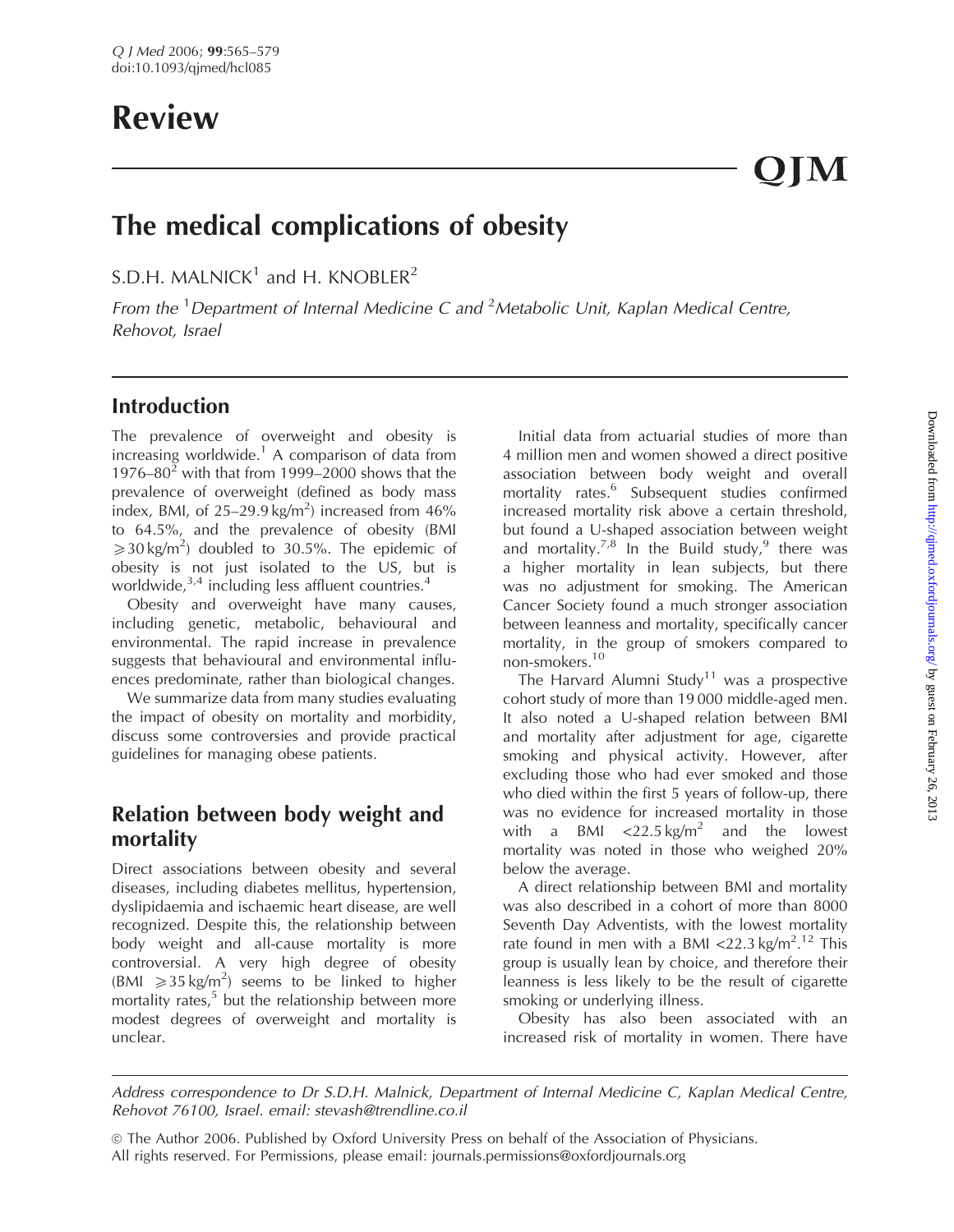# Review

# The medical complications of obesity

S.D.H. MALNICK[1] and H. KNOBLER[2]

*From the [1]Department of Internal Medicine C and [2]Metabolic Unit, Kaplan Medical Centre, Rehovot, Israel*

## Introduction

The prevalence of overweight and obesity is increasing worldwide.[1] A comparison of data from 1976–80[2] with that from 1999–2000 shows that the prevalence of overweight (defined as body mass index, BMI, of 25–29.9 $kg/m^2$) increased from 46% to 64.5%, and the prevalence of obesity (BMI $\geqslant 30\,kg/m^2$) doubled to 30.5%. The epidemic of obesity is not just isolated to the US, but is worldwide,[3,4] including less affluent countries.[4]

Obesity and overweight have many causes, including genetic, metabolic, behavioural and environmental. The rapid increase in prevalence suggests that behavioural and environmental influences predominate, rather than biological changes.

We summarize data from many studies evaluating the impact of obesity on mortality and morbidity, discuss some controversies and provide practical guidelines for managing obese patients.

## Relation between body weight and mortality

Direct associations between obesity and several diseases, including diabetes mellitus, hypertension, dyslipidaemia and ischaemic heart disease, are well recognized. Despite this, the relationship between body weight and all-cause mortality is more controversial. A very high degree of obesity (BMI $\geqslant 35\,kg/m^2$) seems to be linked to higher mortality rates,[5] but the relationship between more modest degrees of overweight and mortality is unclear.

Initial data from actuarial studies of more than 4 million men and women showed a direct positive association between body weight and overall mortality rates.[6] Subsequent studies confirmed increased mortality risk above a certain threshold, but found a U-shaped association between weight and mortality.[7,8] In the Build study,[9] there was a higher mortality in lean subjects, but there was no adjustment for smoking. The American Cancer Society found a much stronger association between leanness and mortality, specifically cancer mortality, in the group of smokers compared to non-smokers.[10]

The Harvard Alumni Study[11] was a prospective cohort study of more than 19 000 middle-aged men. It also noted a U-shaped relation between BMI and mortality after adjustment for age, cigarette smoking and physical activity. However, after excluding those who had ever smoked and those who died within the first 5 years of follow-up, there was no evidence for increased mortality in those with a BMI $<22.5\,kg/m^2$ and the lowest mortality was noted in those who weighed 20% below the average.

A direct relationship between BMI and mortality was also described in a cohort of more than 8000 Seventh Day Adventists, with the lowest mortality rate found in men with a BMI $<22.3\,kg/m^2$.[12] This group is usually lean by choice, and therefore their leanness is less likely to be the result of cigarette smoking or underlying illness.

Obesity has also been associated with an increased risk of mortality in women. There have

Address correspondence to Dr S.D.H. Malnick, Department of Internal Medicine C, Kaplan Medical Centre, Rehovot 76100, Israel. email: stevash@trendline.co.il

© The Author 2006. Published by Oxford University Press on behalf of the Association of Physicians. All rights reserved. For Permissions, please email: journals.permissions@oxfordjournals.org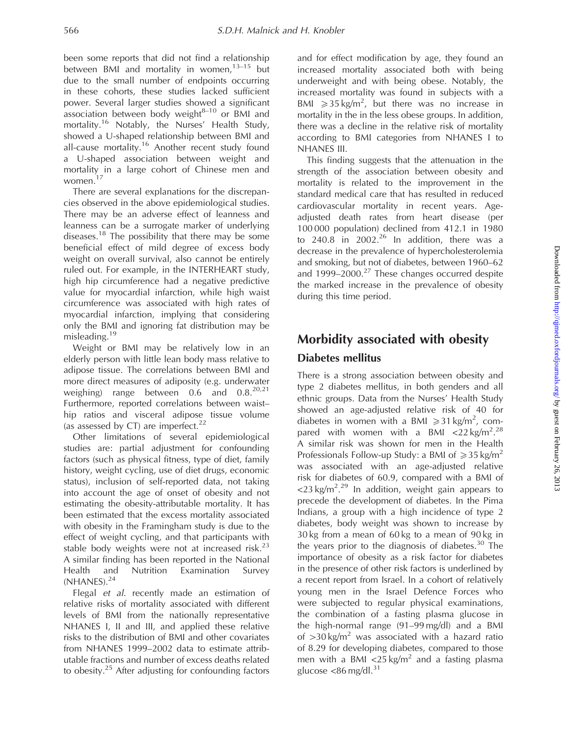been some reports that did not find a relationship between BMI and mortality in women,[13–15] but due to the small number of endpoints occurring in these cohorts, these studies lacked sufficient power. Several larger studies showed a significant association between body weight[8–10] or BMI and mortality.[16] Notably, the Nurses' Health Study, showed a U-shaped relationship between BMI and all-cause mortality.[16] Another recent study found a U-shaped association between weight and mortality in a large cohort of Chinese men and women.[17]

There are several explanations for the discrepancies observed in the above epidemiological studies. There may be an adverse effect of leanness and leanness can be a surrogate marker of underlying diseases.[18] The possibility that there may be some beneficial effect of mild degree of excess body weight on overall survival, also cannot be entirely ruled out. For example, in the INTERHEART study, high hip circumference had a negative predictive value for myocardial infarction, while high waist circumference was associated with high rates of myocardial infarction, implying that considering only the BMI and ignoring fat distribution may be misleading.[19]

Weight or BMI may be relatively low in an elderly person with little lean body mass relative to adipose tissue. The correlations between BMI and more direct measures of adiposity (e.g. underwater weighing) range between 0.6 and 0.8.[20,21] Furthermore, reported correlations between waist–hip ratios and visceral adipose tissue volume (as assessed by CT) are imperfect.[22]

Other limitations of several epidemiological studies are: partial adjustment for confounding factors (such as physical fitness, type of diet, family history, weight cycling, use of diet drugs, economic status), inclusion of self-reported data, not taking into account the age of onset of obesity and not estimating the obesity-attributable mortality. It has been estimated that the excess mortality associated with obesity in the Framingham study is due to the effect of weight cycling, and that participants with stable body weights were not at increased risk.[23] A similar finding has been reported in the National Health and Nutrition Examination Survey (NHANES).[24]

Flegal *et al.* recently made an estimation of relative risks of mortality associated with different levels of BMI from the nationally representative NHANES I, II and III, and applied these relative risks to the distribution of BMI and other covariates from NHANES 1999–2002 data to estimate attributable fractions and number of excess deaths related to obesity.[25] After adjusting for confounding factors and for effect modification by age, they found an increased mortality associated both with being underweight and with being obese. Notably, the increased mortality was found in subjects with a BMI $\geqslant 35\,kg/m^2$, but there was no increase in mortality in the in the less obese groups. In addition, there was a decline in the relative risk of mortality according to BMI categories from NHANES I to NHANES III.

This finding suggests that the attenuation in the strength of the association between obesity and mortality is related to the improvement in the standard medical care that has resulted in reduced cardiovascular mortality in recent years. Age-adjusted death rates from heart disease (per 100 000 population) declined from 412.1 in 1980 to 240.8 in 2002.[26] In addition, there was a decrease in the prevalence of hypercholesterolemia and smoking, but not of diabetes, between 1960–62 and 1999–2000.[27] These changes occurred despite the marked increase in the prevalence of obesity during this time period.

## Morbidity associated with obesity

### Diabetes mellitus

There is a strong association between obesity and type 2 diabetes mellitus, in both genders and all ethnic groups. Data from the Nurses' Health Study showed an age-adjusted relative risk of 40 for diabetes in women with a BMI $\geqslant 31\,kg/m^2$, compared with women with a BMI $<22\,kg/m^2$.[28] A similar risk was shown for men in the Health Professionals Follow-up Study: a BMI of $\geqslant 35\,kg/m^2$ was associated with an age-adjusted relative risk for diabetes of 60.9, compared with a BMI of $<23\,kg/m^2$.[29] In addition, weight gain appears to precede the development of diabetes. In the Pima Indians, a group with a high incidence of type 2 diabetes, body weight was shown to increase by 30 kg from a mean of 60 kg to a mean of 90 kg in the years prior to the diagnosis of diabetes.[30] The importance of obesity as a risk factor for diabetes in the presence of other risk factors is underlined by a recent report from Israel. In a cohort of relatively young men in the Israel Defence Forces who were subjected to regular physical examinations, the combination of a fasting plasma glucose in the high-normal range (91–99 mg/dl) and a BMI of $>30\,kg/m^2$ was associated with a hazard ratio of 8.29 for developing diabetes, compared to those men with a BMI $<25\,kg/m^2$ and a fasting plasma glucose $<86$ mg/dl.[31]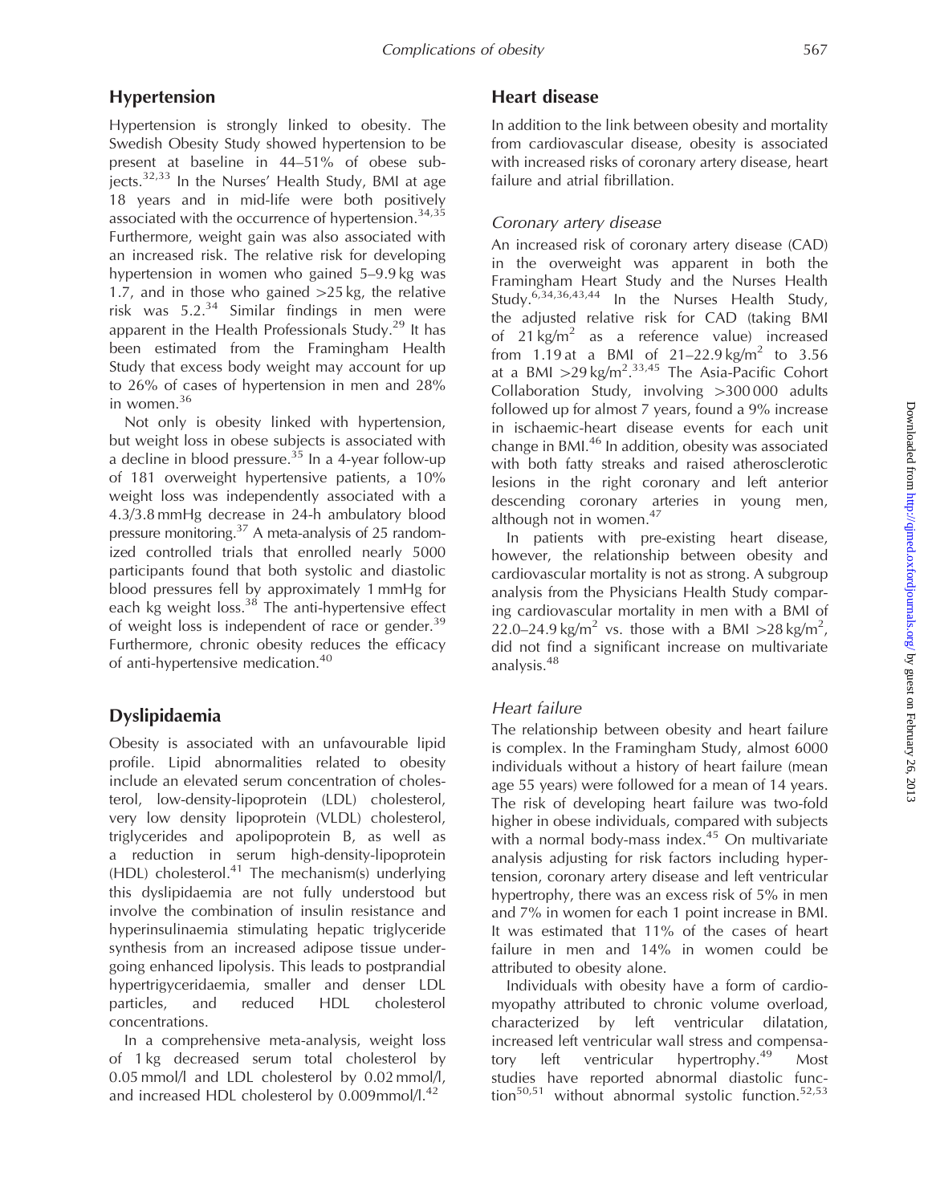## Hypertension

Hypertension is strongly linked to obesity. The Swedish Obesity Study showed hypertension to be present at baseline in 44–51% of obese subjects.[32,33] In the Nurses' Health Study, BMI at age 18 years and in mid-life were both positively associated with the occurrence of hypertension.[34,35] Furthermore, weight gain was also associated with an increased risk. The relative risk for developing hypertension in women who gained 5–9.9 kg was 1.7, and in those who gained >25 kg, the relative risk was 5.2.[34] Similar findings in men were apparent in the Health Professionals Study.[29] It has been estimated from the Framingham Health Study that excess body weight may account for up to 26% of cases of hypertension in men and 28% in women.[36]

Not only is obesity linked with hypertension, but weight loss in obese subjects is associated with a decline in blood pressure.[35] In a 4-year follow-up of 181 overweight hypertensive patients, a 10% weight loss was independently associated with a 4.3/3.8 mmHg decrease in 24-h ambulatory blood pressure monitoring.[37] A meta-analysis of 25 randomized controlled trials that enrolled nearly 5000 participants found that both systolic and diastolic blood pressures fell by approximately 1 mmHg for each kg weight loss.[38] The anti-hypertensive effect of weight loss is independent of race or gender.[39] Furthermore, chronic obesity reduces the efficacy of anti-hypertensive medication.[40]

## Dyslipidaemia

Obesity is associated with an unfavourable lipid profile. Lipid abnormalities related to obesity include an elevated serum concentration of cholesterol, low-density-lipoprotein (LDL) cholesterol, very low density lipoprotein (VLDL) cholesterol, triglycerides and apolipoprotein B, as well as a reduction in serum high-density-lipoprotein (HDL) cholesterol.[41] The mechanism(s) underlying this dyslipidaemia are not fully understood but involve the combination of insulin resistance and hyperinsulinaemia stimulating hepatic triglyceride synthesis from an increased adipose tissue undergoing enhanced lipolysis. This leads to postprandial hypertrigyceridaemia, smaller and denser LDL particles, and reduced HDL cholesterol concentrations.

In a comprehensive meta-analysis, weight loss of 1 kg decreased serum total cholesterol by 0.05 mmol/l and LDL cholesterol by 0.02 mmol/l, and increased HDL cholesterol by 0.009mmol/l.[42]

## Heart disease

In addition to the link between obesity and mortality from cardiovascular disease, obesity is associated with increased risks of coronary artery disease, heart failure and atrial fibrillation.

### *Coronary artery disease*

An increased risk of coronary artery disease (CAD) in the overweight was apparent in both the Framingham Heart Study and the Nurses Health Study.[6,34,36,43,44] In the Nurses Health Study, the adjusted relative risk for CAD (taking BMI of 21 kg/m$^2$ as a reference value) increased from 1.19 at a BMI of 21–22.9 kg/m$^2$ to 3.56 at a BMI >29 kg/m$^2$.[33,45] The Asia-Pacific Cohort Collaboration Study, involving >300 000 adults followed up for almost 7 years, found a 9% increase in ischaemic-heart disease events for each unit change in BMI.[46] In addition, obesity was associated with both fatty streaks and raised atherosclerotic lesions in the right coronary and left anterior descending coronary arteries in young men, although not in women.[47]

In patients with pre-existing heart disease, however, the relationship between obesity and cardiovascular mortality is not as strong. A subgroup analysis from the Physicians Health Study comparing cardiovascular mortality in men with a BMI of 22.0–24.9 kg/m$^2$ vs. those with a BMI >28 kg/m$^2$, did not find a significant increase on multivariate analysis.[48]

### *Heart failure*

The relationship between obesity and heart failure is complex. In the Framingham Study, almost 6000 individuals without a history of heart failure (mean age 55 years) were followed for a mean of 14 years. The risk of developing heart failure was two-fold higher in obese individuals, compared with subjects with a normal body-mass index.[45] On multivariate analysis adjusting for risk factors including hypertension, coronary artery disease and left ventricular hypertrophy, there was an excess risk of 5% in men and 7% in women for each 1 point increase in BMI. It was estimated that 11% of the cases of heart failure in men and 14% in women could be attributed to obesity alone.

Individuals with obesity have a form of cardiomyopathy attributed to chronic volume overload, characterized by left ventricular dilatation, increased left ventricular wall stress and compensatory left ventricular hypertrophy.[49] Most studies have reported abnormal diastolic function[50,51] without abnormal systolic function.[52,53]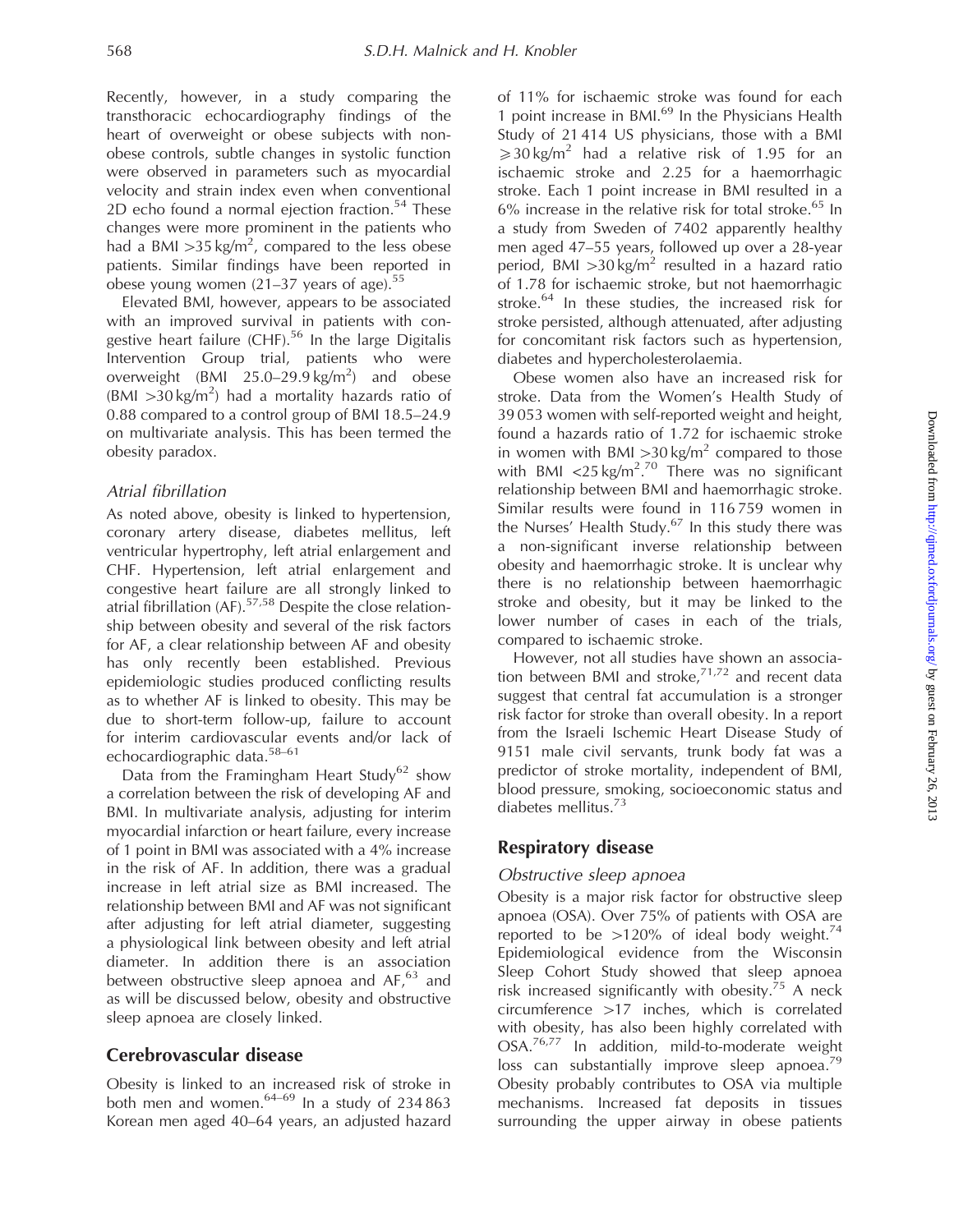Recently, however, in a study comparing the transthoracic echocardiography findings of the heart of overweight or obese subjects with non-obese controls, subtle changes in systolic function were observed in parameters such as myocardial velocity and strain index even when conventional 2D echo found a normal ejection fraction.[54] These changes were more prominent in the patients who had a BMI $>35\,\text{kg/m}^2$, compared to the less obese patients. Similar findings have been reported in obese young women (21–37 years of age).[55]

Elevated BMI, however, appears to be associated with an improved survival in patients with congestive heart failure (CHF).[56] In the large Digitalis Intervention Group trial, patients who were overweight (BMI $25.0\text{–}29.9\,\text{kg/m}^2$) and obese (BMI $>30\,\text{kg/m}^2$) had a mortality hazards ratio of 0.88 compared to a control group of BMI 18.5–24.9 on multivariate analysis. This has been termed the obesity paradox.

### *Atrial fibrillation*

As noted above, obesity is linked to hypertension, coronary artery disease, diabetes mellitus, left ventricular hypertrophy, left atrial enlargement and CHF. Hypertension, left atrial enlargement and congestive heart failure are all strongly linked to atrial fibrillation (AF).[57,58] Despite the close relationship between obesity and several of the risk factors for AF, a clear relationship between AF and obesity has only recently been established. Previous epidemiologic studies produced conflicting results as to whether AF is linked to obesity. This may be due to short-term follow-up, failure to account for interim cardiovascular events and/or lack of echocardiographic data.[58–61]

Data from the Framingham Heart Study[62] show a correlation between the risk of developing AF and BMI. In multivariate analysis, adjusting for interim myocardial infarction or heart failure, every increase of 1 point in BMI was associated with a 4% increase in the risk of AF. In addition, there was a gradual increase in left atrial size as BMI increased. The relationship between BMI and AF was not significant after adjusting for left atrial diameter, suggesting a physiological link between obesity and left atrial diameter. In addition there is an association between obstructive sleep apnoea and AF,[63] and as will be discussed below, obesity and obstructive sleep apnoea are closely linked.

## Cerebrovascular disease

Obesity is linked to an increased risk of stroke in both men and women.[64–69] In a study of 234 863 Korean men aged 40–64 years, an adjusted hazard of 11% for ischaemic stroke was found for each 1 point increase in BMI.[69] In the Physicians Health Study of 21 414 US physicians, those with a BMI $\geqslant 30\,\text{kg/m}^2$ had a relative risk of 1.95 for an ischaemic stroke and 2.25 for a haemorrhagic stroke. Each 1 point increase in BMI resulted in a 6% increase in the relative risk for total stroke.[65] In a study from Sweden of 7402 apparently healthy men aged 47–55 years, followed up over a 28-year period, BMI $>30\,\text{kg/m}^2$ resulted in a hazard ratio of 1.78 for ischaemic stroke, but not haemorrhagic stroke.[64] In these studies, the increased risk for stroke persisted, although attenuated, after adjusting for concomitant risk factors such as hypertension, diabetes and hypercholesterolaemia.

Obese women also have an increased risk for stroke. Data from the Women's Health Study of 39 053 women with self-reported weight and height, found a hazards ratio of 1.72 for ischaemic stroke in women with BMI $>30\,\text{kg/m}^2$ compared to those with BMI $<25\,\text{kg/m}^2$.[70] There was no significant relationship between BMI and haemorrhagic stroke. Similar results were found in 116 759 women in the Nurses' Health Study.[67] In this study there was a non-significant inverse relationship between obesity and haemorrhagic stroke. It is unclear why there is no relationship between haemorrhagic stroke and obesity, but it may be linked to the lower number of cases in each of the trials, compared to ischaemic stroke.

However, not all studies have shown an association between BMI and stroke,[71,72] and recent data suggest that central fat accumulation is a stronger risk factor for stroke than overall obesity. In a report from the Israeli Ischemic Heart Disease Study of 9151 male civil servants, trunk body fat was a predictor of stroke mortality, independent of BMI, blood pressure, smoking, socioeconomic status and diabetes mellitus.[73]

## Respiratory disease

### *Obstructive sleep apnoea*

Obesity is a major risk factor for obstructive sleep apnoea (OSA). Over 75% of patients with OSA are reported to be >120% of ideal body weight.[74] Epidemiological evidence from the Wisconsin Sleep Cohort Study showed that sleep apnoea risk increased significantly with obesity.[75] A neck circumference >17 inches, which is correlated with obesity, has also been highly correlated with OSA.[76,77] In addition, mild-to-moderate weight loss can substantially improve sleep apnoea.[79] Obesity probably contributes to OSA via multiple mechanisms. Increased fat deposits in tissues surrounding the upper airway in obese patients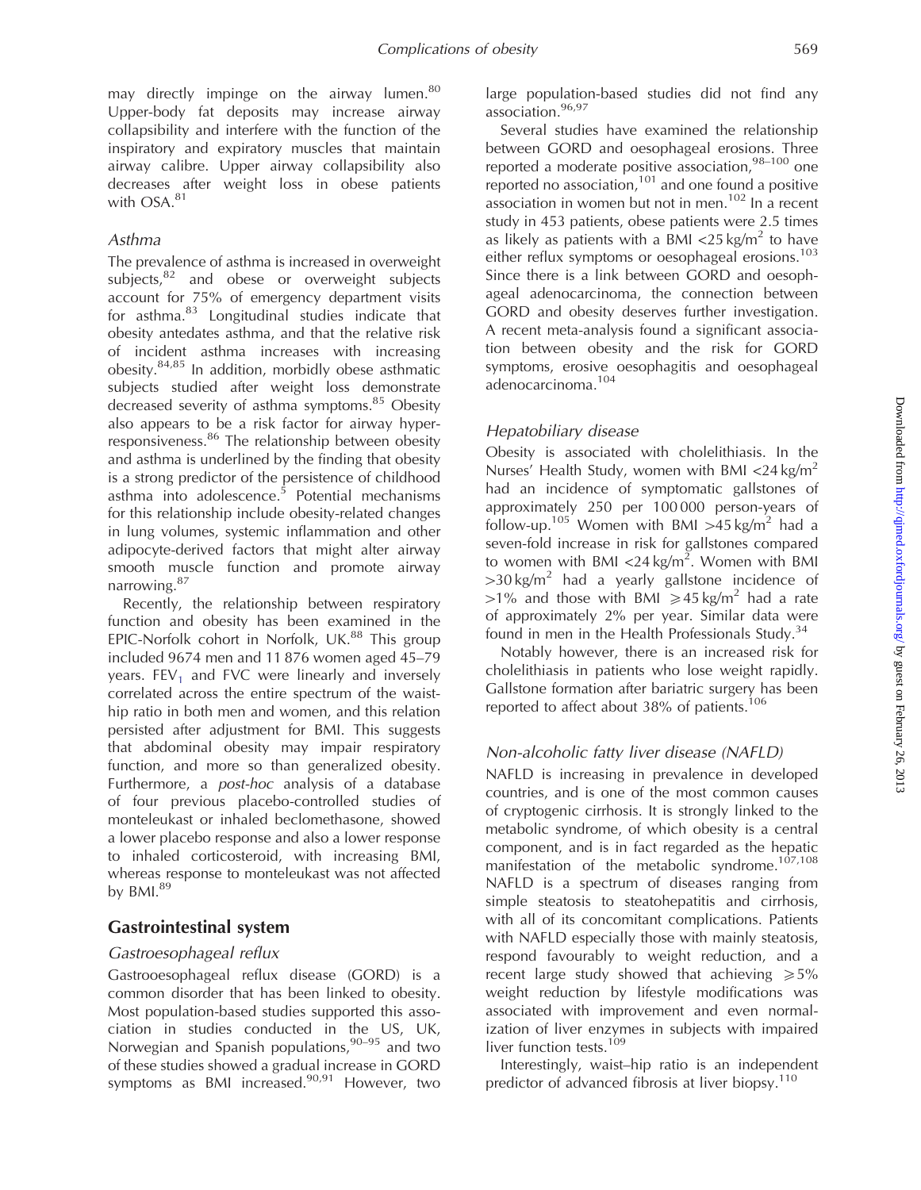may directly impinge on the airway lumen.[80] Upper-body fat deposits may increase airway collapsibility and interfere with the function of the inspiratory and expiratory muscles that maintain airway calibre. Upper airway collapsibility also decreases after weight loss in obese patients with OSA.[81]

### *Asthma*

The prevalence of asthma is increased in overweight subjects,[82] and obese or overweight subjects account for 75% of emergency department visits for asthma.[83] Longitudinal studies indicate that obesity antedates asthma, and that the relative risk of incident asthma increases with increasing obesity.[84,85] In addition, morbidly obese asthmatic subjects studied after weight loss demonstrate decreased severity of asthma symptoms.[85] Obesity also appears to be a risk factor for airway hyperresponsiveness.[86] The relationship between obesity and asthma is underlined by the finding that obesity is a strong predictor of the persistence of childhood asthma into adolescence.[5] Potential mechanisms for this relationship include obesity-related changes in lung volumes, systemic inflammation and other adipocyte-derived factors that might alter airway smooth muscle function and promote airway narrowing.[87]

Recently, the relationship between respiratory function and obesity has been examined in the EPIC-Norfolk cohort in Norfolk, UK.[88] This group included 9674 men and 11 876 women aged 45–79 years. $FEV_1$ and FVC were linearly and inversely correlated across the entire spectrum of the waist-hip ratio in both men and women, and this relation persisted after adjustment for BMI. This suggests that abdominal obesity may impair respiratory function, and more so than generalized obesity. Furthermore, a *post-hoc* analysis of a database of four previous placebo-controlled studies of monteleukast or inhaled beclomethasone, showed a lower placebo response and also a lower response to inhaled corticosteroid, with increasing BMI, whereas response to monteleukast was not affected by BMI.[89]

## Gastrointestinal system

### *Gastroesophageal reflux*

Gastrooesophageal reflux disease (GORD) is a common disorder that has been linked to obesity. Most population-based studies supported this association in studies conducted in the US, UK, Norwegian and Spanish populations,[90–95] and two of these studies showed a gradual increase in GORD symptoms as BMI increased.[90,91] However, two large population-based studies did not find any association.[96,97]

Several studies have examined the relationship between GORD and oesophageal erosions. Three reported a moderate positive association,[98–100] one reported no association,[101] and one found a positive association in women but not in men.[102] In a recent study in 453 patients, obese patients were 2.5 times as likely as patients with a BMI $<25\,kg/m^2$ to have either reflux symptoms or oesophageal erosions.[103] Since there is a link between GORD and oesophageal adenocarcinoma, the connection between GORD and obesity deserves further investigation. A recent meta-analysis found a significant association between obesity and the risk for GORD symptoms, erosive oesophagitis and oesophageal adenocarcinoma.[104]

### *Hepatobiliary disease*

Obesity is associated with cholelithiasis. In the Nurses' Health Study, women with BMI $<24\,kg/m^2$ had an incidence of symptomatic gallstones of approximately 250 per 100 000 person-years of follow-up.[105] Women with BMI $>45\,kg/m^2$ had a seven-fold increase in risk for gallstones compared to women with BMI $<24\,kg/m^2$. Women with BMI $>30\,kg/m^2$ had a yearly gallstone incidence of $>1\%$ and those with BMI $\geqslant 45\,kg/m^2$ had a rate of approximately 2% per year. Similar data were found in men in the Health Professionals Study.[34]

Notably however, there is an increased risk for cholelithiasis in patients who lose weight rapidly. Gallstone formation after bariatric surgery has been reported to affect about 38% of patients.[106]

### *Non-alcoholic fatty liver disease (NAFLD)*

NAFLD is increasing in prevalence in developed countries, and is one of the most common causes of cryptogenic cirrhosis. It is strongly linked to the metabolic syndrome, of which obesity is a central component, and is in fact regarded as the hepatic manifestation of the metabolic syndrome.[107,108] NAFLD is a spectrum of diseases ranging from simple steatosis to steatohepatitis and cirrhosis, with all of its concomitant complications. Patients with NAFLD especially those with mainly steatosis, respond favourably to weight reduction, and a recent large study showed that achieving $\geqslant 5\%$ weight reduction by lifestyle modifications was associated with improvement and even normalization of liver enzymes in subjects with impaired liver function tests.[109]

Interestingly, waist–hip ratio is an independent predictor of advanced fibrosis at liver biopsy.[110]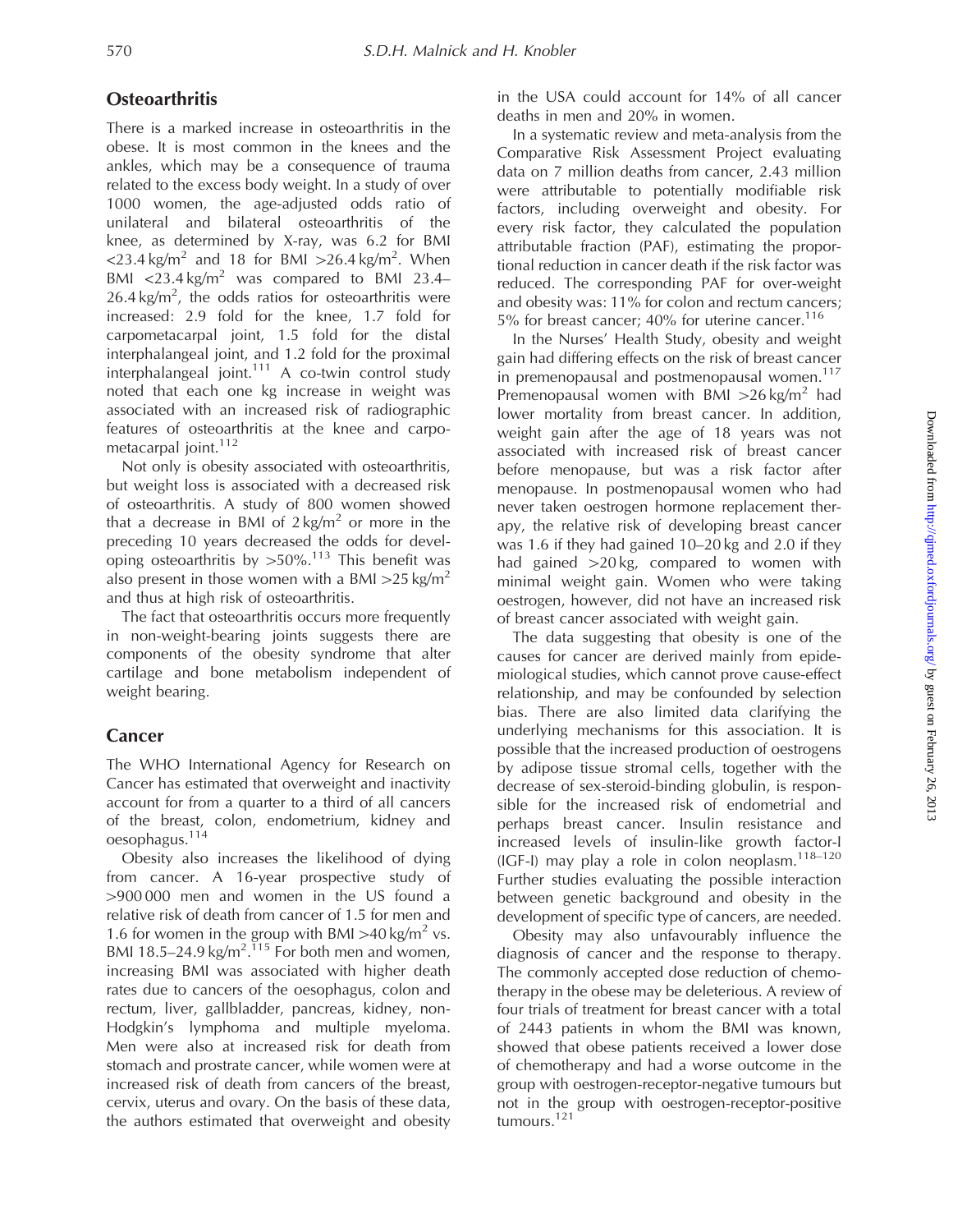## Osteoarthritis

There is a marked increase in osteoarthritis in the obese. It is most common in the knees and the ankles, which may be a consequence of trauma related to the excess body weight. In a study of over 1000 women, the age-adjusted odds ratio of unilateral and bilateral osteoarthritis of the knee, as determined by X-ray, was 6.2 for BMI $<23.4\,\text{kg/m}^2$ and 18 for BMI $>26.4\,\text{kg/m}^2$. When BMI $<23.4\,\text{kg/m}^2$ was compared to BMI 23.4–$26.4\,\text{kg/m}^2$, the odds ratios for osteoarthritis were increased: 2.9 fold for the knee, 1.7 fold for carpometacarpal joint, 1.5 fold for the distal interphalangeal joint, and 1.2 fold for the proximal interphalangeal joint.[111] A co-twin control study noted that each one kg increase in weight was associated with an increased risk of radiographic features of osteoarthritis at the knee and carpometacarpal joint.[112]

Not only is obesity associated with osteoarthritis, but weight loss is associated with a decreased risk of osteoarthritis. A study of 800 women showed that a decrease in BMI of $2\,\text{kg/m}^2$ or more in the preceding 10 years decreased the odds for developing osteoarthritis by >50%.[113] This benefit was also present in those women with a BMI $>25\,\text{kg/m}^2$ and thus at high risk of osteoarthritis.

The fact that osteoarthritis occurs more frequently in non-weight-bearing joints suggests there are components of the obesity syndrome that alter cartilage and bone metabolism independent of weight bearing.

## Cancer

The WHO International Agency for Research on Cancer has estimated that overweight and inactivity account for from a quarter to a third of all cancers of the breast, colon, endometrium, kidney and oesophagus.[114]

Obesity also increases the likelihood of dying from cancer. A 16-year prospective study of >900 000 men and women in the US found a relative risk of death from cancer of 1.5 for men and 1.6 for women in the group with BMI $>40\,\text{kg/m}^2$ vs. BMI 18.5–$24.9\,\text{kg/m}^2$.[115] For both men and women, increasing BMI was associated with higher death rates due to cancers of the oesophagus, colon and rectum, liver, gallbladder, pancreas, kidney, non-Hodgkin's lymphoma and multiple myeloma. Men were also at increased risk for death from stomach and prostrate cancer, while women were at increased risk of death from cancers of the breast, cervix, uterus and ovary. On the basis of these data, the authors estimated that overweight and obesity in the USA could account for 14% of all cancer deaths in men and 20% in women.

In a systematic review and meta-analysis from the Comparative Risk Assessment Project evaluating data on 7 million deaths from cancer, 2.43 million were attributable to potentially modifiable risk factors, including overweight and obesity. For every risk factor, they calculated the population attributable fraction (PAF), estimating the proportional reduction in cancer death if the risk factor was reduced. The corresponding PAF for over-weight and obesity was: 11% for colon and rectum cancers; 5% for breast cancer; 40% for uterine cancer.[116]

In the Nurses' Health Study, obesity and weight gain had differing effects on the risk of breast cancer in premenopausal and postmenopausal women.[117] Premenopausal women with BMI $>26\,\text{kg/m}^2$ had lower mortality from breast cancer. In addition, weight gain after the age of 18 years was not associated with increased risk of breast cancer before menopause, but was a risk factor after menopause. In postmenopausal women who had never taken oestrogen hormone replacement therapy, the relative risk of developing breast cancer was 1.6 if they had gained 10–20 kg and 2.0 if they had gained >20 kg, compared to women with minimal weight gain. Women who were taking oestrogen, however, did not have an increased risk of breast cancer associated with weight gain.

The data suggesting that obesity is one of the causes for cancer are derived mainly from epidemiological studies, which cannot prove cause-effect relationship, and may be confounded by selection bias. There are also limited data clarifying the underlying mechanisms for this association. It is possible that the increased production of oestrogens by adipose tissue stromal cells, together with the decrease of sex-steroid-binding globulin, is responsible for the increased risk of endometrial and perhaps breast cancer. Insulin resistance and increased levels of insulin-like growth factor-I (IGF-I) may play a role in colon neoplasm.[118–120] Further studies evaluating the possible interaction between genetic background and obesity in the development of specific type of cancers, are needed.

Obesity may also unfavourably influence the diagnosis of cancer and the response to therapy. The commonly accepted dose reduction of chemotherapy in the obese may be deleterious. A review of four trials of treatment for breast cancer with a total of 2443 patients in whom the BMI was known, showed that obese patients received a lower dose of chemotherapy and had a worse outcome in the group with oestrogen-receptor-negative tumours but not in the group with oestrogen-receptor-positive tumours.[121]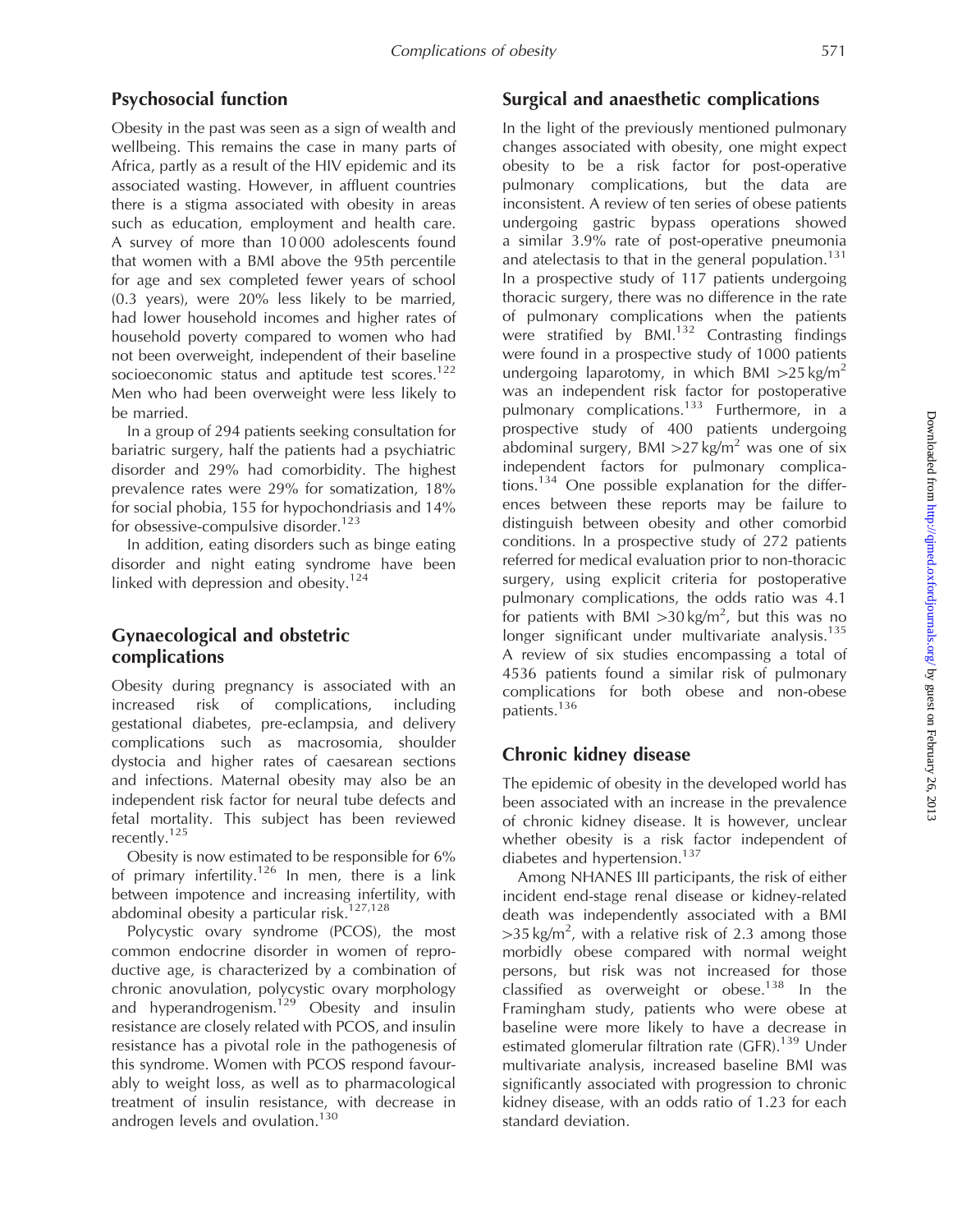## Psychosocial function

Obesity in the past was seen as a sign of wealth and wellbeing. This remains the case in many parts of Africa, partly as a result of the HIV epidemic and its associated wasting. However, in affluent countries there is a stigma associated with obesity in areas such as education, employment and health care. A survey of more than 10 000 adolescents found that women with a BMI above the 95th percentile for age and sex completed fewer years of school (0.3 years), were 20% less likely to be married, had lower household incomes and higher rates of household poverty compared to women who had not been overweight, independent of their baseline socioeconomic status and aptitude test scores.[122] Men who had been overweight were less likely to be married.

In a group of 294 patients seeking consultation for bariatric surgery, half the patients had a psychiatric disorder and 29% had comorbidity. The highest prevalence rates were 29% for somatization, 18% for social phobia, 155 for hypochondriasis and 14% for obsessive-compulsive disorder.[123]

In addition, eating disorders such as binge eating disorder and night eating syndrome have been linked with depression and obesity.[124]

## Gynaecological and obstetric complications

Obesity during pregnancy is associated with an increased risk of complications, including gestational diabetes, pre-eclampsia, and delivery complications such as macrosomia, shoulder dystocia and higher rates of caesarean sections and infections. Maternal obesity may also be an independent risk factor for neural tube defects and fetal mortality. This subject has been reviewed recently.[125]

Obesity is now estimated to be responsible for 6% of primary infertility.[126] In men, there is a link between impotence and increasing infertility, with abdominal obesity a particular risk.[127,128]

Polycystic ovary syndrome (PCOS), the most common endocrine disorder in women of reproductive age, is characterized by a combination of chronic anovulation, polycystic ovary morphology and hyperandrogenism.[129] Obesity and insulin resistance are closely related with PCOS, and insulin resistance has a pivotal role in the pathogenesis of this syndrome. Women with PCOS respond favourably to weight loss, as well as to pharmacological treatment of insulin resistance, with decrease in androgen levels and ovulation.[130]

## Surgical and anaesthetic complications

In the light of the previously mentioned pulmonary changes associated with obesity, one might expect obesity to be a risk factor for post-operative pulmonary complications, but the data are inconsistent. A review of ten series of obese patients undergoing gastric bypass operations showed a similar 3.9% rate of post-operative pneumonia and atelectasis to that in the general population.[131] In a prospective study of 117 patients undergoing thoracic surgery, there was no difference in the rate of pulmonary complications when the patients were stratified by BMI.[132] Contrasting findings were found in a prospective study of 1000 patients undergoing laparotomy, in which BMI $>25\,kg/m^2$ was an independent risk factor for postoperative pulmonary complications.[133] Furthermore, in a prospective study of 400 patients undergoing abdominal surgery, BMI $>27\,kg/m^2$ was one of six independent factors for pulmonary complications.[134] One possible explanation for the differences between these reports may be failure to distinguish between obesity and other comorbid conditions. In a prospective study of 272 patients referred for medical evaluation prior to non-thoracic surgery, using explicit criteria for postoperative pulmonary complications, the odds ratio was 4.1 for patients with BMI $>30\,kg/m^2$, but this was no longer significant under multivariate analysis.[135] A review of six studies encompassing a total of 4536 patients found a similar risk of pulmonary complications for both obese and non-obese patients.[136]

## Chronic kidney disease

The epidemic of obesity in the developed world has been associated with an increase in the prevalence of chronic kidney disease. It is however, unclear whether obesity is a risk factor independent of diabetes and hypertension.[137]

Among NHANES III participants, the risk of either incident end-stage renal disease or kidney-related death was independently associated with a BMI $>35\,kg/m^2$, with a relative risk of 2.3 among those morbidly obese compared with normal weight persons, but risk was not increased for those classified as overweight or obese.[138] In the Framingham study, patients who were obese at baseline were more likely to have a decrease in estimated glomerular filtration rate (GFR).[139] Under multivariate analysis, increased baseline BMI was significantly associated with progression to chronic kidney disease, with an odds ratio of 1.23 for each standard deviation.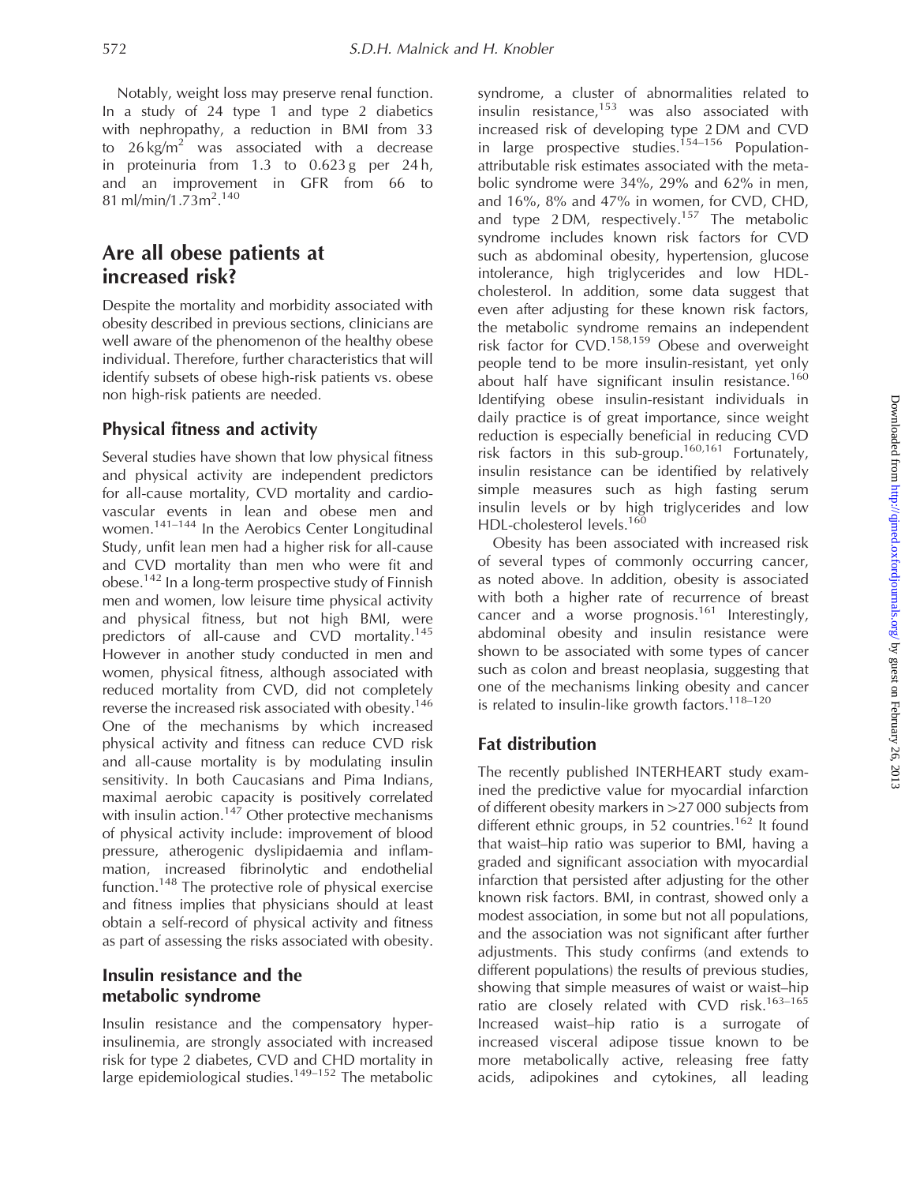Notably, weight loss may preserve renal function. In a study of 24 type 1 and type 2 diabetics with nephropathy, a reduction in BMI from 33 to $26\,kg/m^2$ was associated with a decrease in proteinuria from 1.3 to 0.623 g per 24 h, and an improvement in GFR from 66 to $81\,ml/min/1.73m^2$.[140]

## Are all obese patients at increased risk?

Despite the mortality and morbidity associated with obesity described in previous sections, clinicians are well aware of the phenomenon of the healthy obese individual. Therefore, further characteristics that will identify subsets of obese high-risk patients vs. obese non high-risk patients are needed.

### Physical fitness and activity

Several studies have shown that low physical fitness and physical activity are independent predictors for all-cause mortality, CVD mortality and cardiovascular events in lean and obese men and women.[141–144] In the Aerobics Center Longitudinal Study, unfit lean men had a higher risk for all-cause and CVD mortality than men who were fit and obese.[142] In a long-term prospective study of Finnish men and women, low leisure time physical activity and physical fitness, but not high BMI, were predictors of all-cause and CVD mortality.[145] However in another study conducted in men and women, physical fitness, although associated with reduced mortality from CVD, did not completely reverse the increased risk associated with obesity.[146] One of the mechanisms by which increased physical activity and fitness can reduce CVD risk and all-cause mortality is by modulating insulin sensitivity. In both Caucasians and Pima Indians, maximal aerobic capacity is positively correlated with insulin action.[147] Other protective mechanisms of physical activity include: improvement of blood pressure, atherogenic dyslipidaemia and inflammation, increased fibrinolytic and endothelial function.[148] The protective role of physical exercise and fitness implies that physicians should at least obtain a self-record of physical activity and fitness as part of assessing the risks associated with obesity.

### Insulin resistance and the metabolic syndrome

Insulin resistance and the compensatory hyperinsulinemia, are strongly associated with increased risk for type 2 diabetes, CVD and CHD mortality in large epidemiological studies.[149–152] The metabolic syndrome, a cluster of abnormalities related to insulin resistance,[153] was also associated with increased risk of developing type 2 DM and CVD in large prospective studies.[154–156] Population-attributable risk estimates associated with the metabolic syndrome were 34%, 29% and 62% in men, and 16%, 8% and 47% in women, for CVD, CHD, and type 2 DM, respectively.[157] The metabolic syndrome includes known risk factors for CVD such as abdominal obesity, hypertension, glucose intolerance, high triglycerides and low HDL-cholesterol. In addition, some data suggest that even after adjusting for these known risk factors, the metabolic syndrome remains an independent risk factor for CVD.[158,159] Obese and overweight people tend to be more insulin-resistant, yet only about half have significant insulin resistance.[160] Identifying obese insulin-resistant individuals in daily practice is of great importance, since weight reduction is especially beneficial in reducing CVD risk factors in this sub-group.[160,161] Fortunately, insulin resistance can be identified by relatively simple measures such as high fasting serum insulin levels or by high triglycerides and low HDL-cholesterol levels.[160]

Obesity has been associated with increased risk of several types of commonly occurring cancer, as noted above. In addition, obesity is associated with both a higher rate of recurrence of breast cancer and a worse prognosis.[161] Interestingly, abdominal obesity and insulin resistance were shown to be associated with some types of cancer such as colon and breast neoplasia, suggesting that one of the mechanisms linking obesity and cancer is related to insulin-like growth factors.[118–120]

### Fat distribution

The recently published INTERHEART study examined the predictive value for myocardial infarction of different obesity markers in >27 000 subjects from different ethnic groups, in 52 countries.[162] It found that waist–hip ratio was superior to BMI, having a graded and significant association with myocardial infarction that persisted after adjusting for the other known risk factors. BMI, in contrast, showed only a modest association, in some but not all populations, and the association was not significant after further adjustments. This study confirms (and extends to different populations) the results of previous studies, showing that simple measures of waist or waist–hip ratio are closely related with CVD risk.[163–165] Increased waist–hip ratio is a surrogate of increased visceral adipose tissue known to be more metabolically active, releasing free fatty acids, adipokines and cytokines, all leading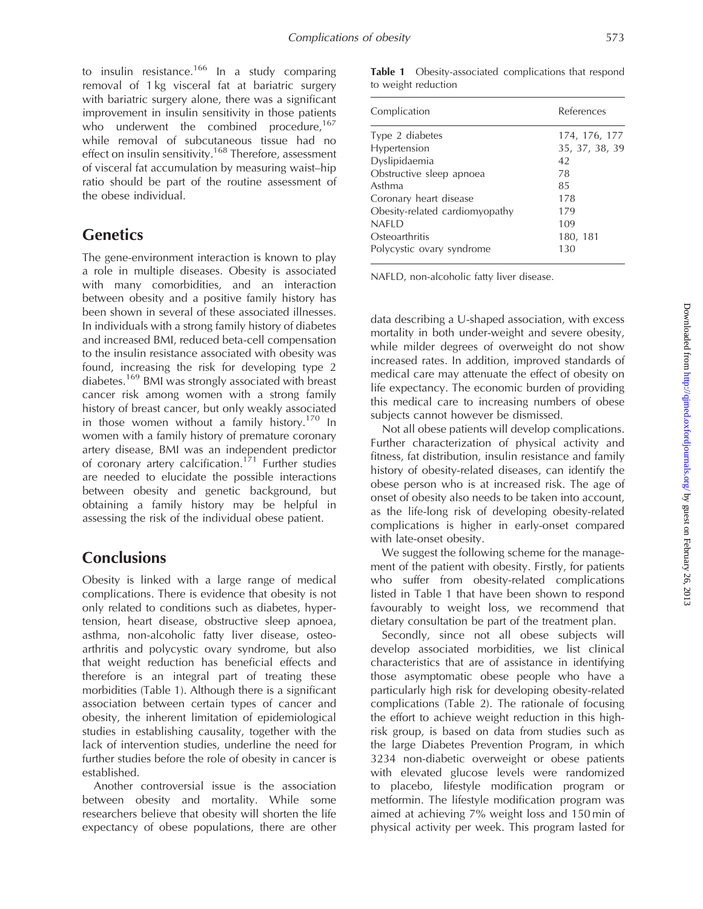to insulin resistance.[166] In a study comparing removal of 1 kg visceral fat at bariatric surgery with bariatric surgery alone, there was a significant improvement in insulin sensitivity in those patients who underwent the combined procedure,[167] while removal of subcutaneous tissue had no effect on insulin sensitivity.[168] Therefore, assessment of visceral fat accumulation by measuring waist–hip ratio should be part of the routine assessment of the obese individual.

## Genetics

The gene-environment interaction is known to play a role in multiple diseases. Obesity is associated with many comorbidities, and an interaction between obesity and a positive family history has been shown in several of these associated illnesses. In individuals with a strong family history of diabetes and increased BMI, reduced beta-cell compensation to the insulin resistance associated with obesity was found, increasing the risk for developing type 2 diabetes.[169] BMI was strongly associated with breast cancer risk among women with a strong family history of breast cancer, but only weakly associated in those women without a family history.[170] In women with a family history of premature coronary artery disease, BMI was an independent predictor of coronary artery calcification.[171] Further studies are needed to elucidate the possible interactions between obesity and genetic background, but obtaining a family history may be helpful in assessing the risk of the individual obese patient.

## Conclusions

Obesity is linked with a large range of medical complications. There is evidence that obesity is not only related to conditions such as diabetes, hypertension, heart disease, obstructive sleep apnoea, asthma, non-alcoholic fatty liver disease, osteoarthritis and polycystic ovary syndrome, but also that weight reduction has beneficial effects and therefore is an integral part of treating these morbidities (Table 1). Although there is a significant association between certain types of cancer and obesity, the inherent limitation of epidemiological studies in establishing causality, together with the lack of intervention studies, underline the need for further studies before the role of obesity in cancer is established.

Another controversial issue is the association between obesity and mortality. While some researchers believe that obesity will shorten the life expectancy of obese populations, there are other data describing a U-shaped association, with excess mortality in both under-weight and severe obesity, while milder degrees of overweight do not show increased rates. In addition, improved standards of medical care may attenuate the effect of obesity on life expectancy. The economic burden of providing this medical care to increasing numbers of obese subjects cannot however be dismissed.

**Table 1** Obesity-associated complications that respond to weight reduction

| Complication | References |
|---|---|
| Type 2 diabetes | 174, 176, 177 |
| Hypertension | 35, 37, 38, 39 |
| Dyslipidaemia | 42 |
| Obstructive sleep apnoea | 78 |
| Asthma | 85 |
| Coronary heart disease | 178 |
| Obesity-related cardiomyopathy | 179 |
| NAFLD | 109 |
| Osteoarthritis | 180, 181 |
| Polycystic ovary syndrome | 130 |

NAFLD, non-alcoholic fatty liver disease.

Not all obese patients will develop complications. Further characterization of physical activity and fitness, fat distribution, insulin resistance and family history of obesity-related diseases, can identify the obese person who is at increased risk. The age of onset of obesity also needs to be taken into account, as the life-long risk of developing obesity-related complications is higher in early-onset compared with late-onset obesity.

We suggest the following scheme for the management of the patient with obesity. Firstly, for patients who suffer from obesity-related complications listed in Table 1 that have been shown to respond favourably to weight loss, we recommend that dietary consultation be part of the treatment plan.

Secondly, since not all obese subjects will develop associated morbidities, we list clinical characteristics that are of assistance in identifying those asymptomatic obese people who have a particularly high risk for developing obesity-related complications (Table 2). The rationale of focusing the effort to achieve weight reduction in this high-risk group, is based on data from studies such as the large Diabetes Prevention Program, in which 3234 non-diabetic overweight or obese patients with elevated glucose levels were randomized to placebo, lifestyle modification program or metformin. The lifestyle modification program was aimed at achieving 7% weight loss and 150 min of physical activity per week. This program lasted for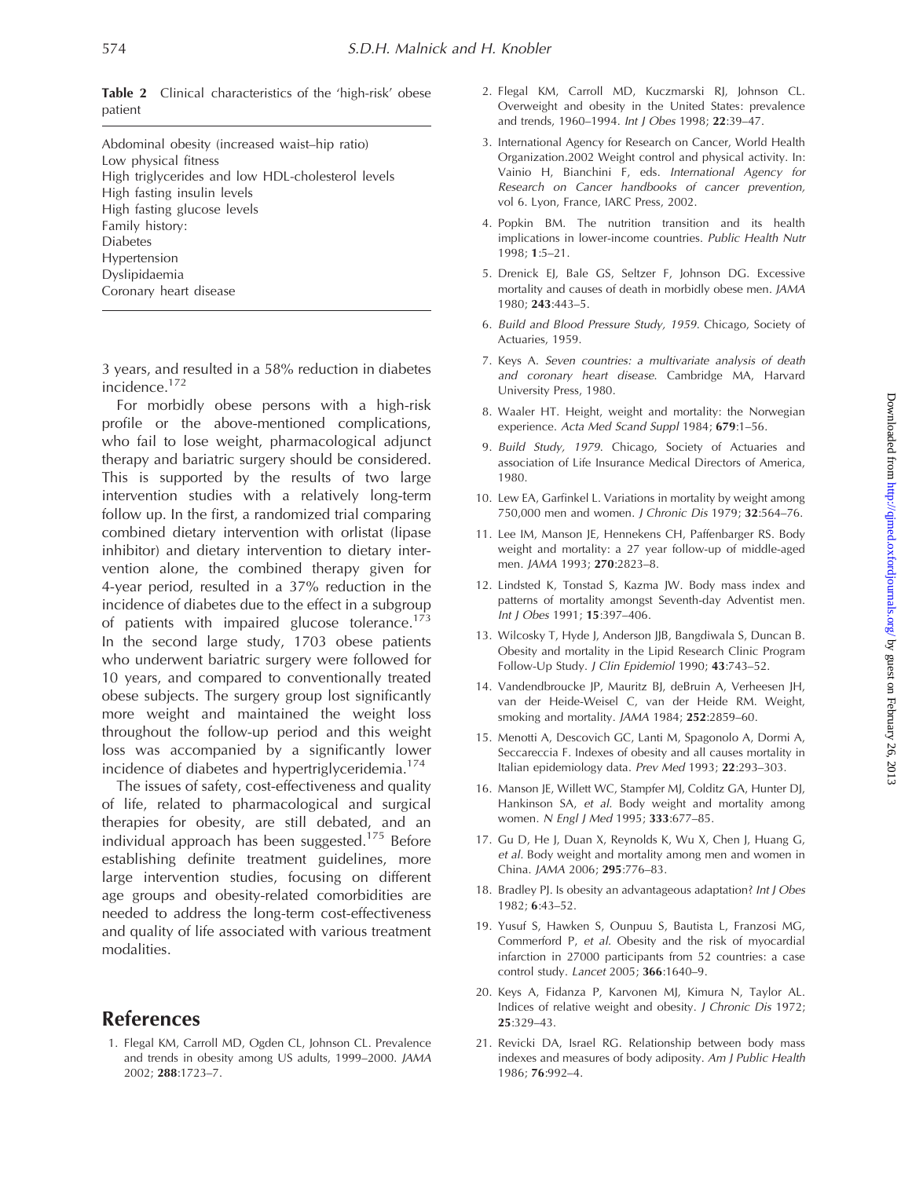**Table 2** Clinical characteristics of the 'high-risk' obese patient

| |
|---|
| Abdominal obesity (increased waist–hip ratio) |
| Low physical fitness |
| High triglycerides and low HDL-cholesterol levels |
| High fasting insulin levels |
| High fasting glucose levels |
| Family history: |
| Diabetes |
| Hypertension |
| Dyslipidaemia |
| Coronary heart disease |

3 years, and resulted in a 58% reduction in diabetes incidence.[172]

For morbidly obese persons with a high-risk profile or the above-mentioned complications, who fail to lose weight, pharmacological adjunct therapy and bariatric surgery should be considered. This is supported by the results of two large intervention studies with a relatively long-term follow up. In the first, a randomized trial comparing combined dietary intervention with orlistat (lipase inhibitor) and dietary intervention to dietary intervention alone, the combined therapy given for 4-year period, resulted in a 37% reduction in the incidence of diabetes due to the effect in a subgroup of patients with impaired glucose tolerance.[173] In the second large study, 1703 obese patients who underwent bariatric surgery were followed for 10 years, and compared to conventionally treated obese subjects. The surgery group lost significantly more weight and maintained the weight loss throughout the follow-up period and this weight loss was accompanied by a significantly lower incidence of diabetes and hypertriglyceridemia.[174]

The issues of safety, cost-effectiveness and quality of life, related to pharmacological and surgical therapies for obesity, are still debated, and an individual approach has been suggested.[175] Before establishing definite treatment guidelines, more large intervention studies, focusing on different age groups and obesity-related comorbidities are needed to address the long-term cost-effectiveness and quality of life associated with various treatment modalities.

## References

1. Flegal KM, Carroll MD, Ogden CL, Johnson CL. Prevalence and trends in obesity among US adults, 1999–2000. *JAMA* 2002; **288**:1723–7.
2. Flegal KM, Carroll MD, Kuczmarski RJ, Johnson CL. Overweight and obesity in the United States: prevalence and trends, 1960–1994. *Int J Obes* 1998; **22**:39–47.
3. International Agency for Research on Cancer, World Health Organization.2002 Weight control and physical activity. In: Vainio H, Bianchini F, eds. *International Agency for Research on Cancer handbooks of cancer prevention,* vol 6. Lyon, France, IARC Press, 2002.
4. Popkin BM. The nutrition transition and its health implications in lower-income countries. *Public Health Nutr* 1998; **1**:5–21.
5. Drenick EJ, Bale GS, Seltzer F, Johnson DG. Excessive mortality and causes of death in morbidly obese men. *JAMA* 1980; **243**:443–5.
6. *Build and Blood Pressure Study, 1959*. Chicago, Society of Actuaries, 1959.
7. Keys A. *Seven countries: a multivariate analysis of death and coronary heart disease*. Cambridge MA, Harvard University Press, 1980.
8. Waaler HT. Height, weight and mortality: the Norwegian experience. *Acta Med Scand Suppl* 1984; **679**:1–56.
9. *Build Study, 1979*. Chicago, Society of Actuaries and association of Life Insurance Medical Directors of America, 1980.
10. Lew EA, Garfinkel L. Variations in mortality by weight among 750,000 men and women. *J Chronic Dis* 1979; **32**:564–76.
11. Lee IM, Manson JE, Hennekens CH, Paffenbarger RS. Body weight and mortality: a 27 year follow-up of middle-aged men. *JAMA* 1993; **270**:2823–8.
12. Lindsted K, Tonstad S, Kazma JW. Body mass index and patterns of mortality amongst Seventh-day Adventist men. *Int J Obes* 1991; **15**:397–406.
13. Wilcosky T, Hyde J, Anderson JJB, Bangdiwala S, Duncan B. Obesity and mortality in the Lipid Research Clinic Program Follow-Up Study. *J Clin Epidemiol* 1990; **43**:743–52.
14. Vandendbroucke JP, Mauritz BJ, deBruin A, Verheesen JH, van der Heide-Weisel C, van der Heide RM. Weight, smoking and mortality. *JAMA* 1984; **252**:2859–60.
15. Menotti A, Descovich GC, Lanti M, Spagonolo A, Dormi A, Seccareccia F. Indexes of obesity and all causes mortality in Italian epidemiology data. *Prev Med* 1993; **22**:293–303.
16. Manson JE, Willett WC, Stampfer MJ, Colditz GA, Hunter DJ, Hankinson SA, *et al.* Body weight and mortality among women. *N Engl J Med* 1995; **333**:677–85.
17. Gu D, He J, Duan X, Reynolds K, Wu X, Chen J, Huang G, *et al.* Body weight and mortality among men and women in China. *JAMA* 2006; **295**:776–83.
18. Bradley PJ. Is obesity an advantageous adaptation? *Int J Obes* 1982; **6**:43–52.
19. Yusuf S, Hawken S, Ounpuu S, Bautista L, Franzosi MG, Commerford P, *et al.* Obesity and the risk of myocardial infarction in 27000 participants from 52 countries: a case control study. *Lancet* 2005; **366**:1640–9.
20. Keys A, Fidanza P, Karvonen MJ, Kimura N, Taylor AL. Indices of relative weight and obesity. *J Chronic Dis* 1972; **25**:329–43.
21. Revicki DA, Israel RG. Relationship between body mass indexes and measures of body adiposity. *Am J Public Health* 1986; **76**:992–4.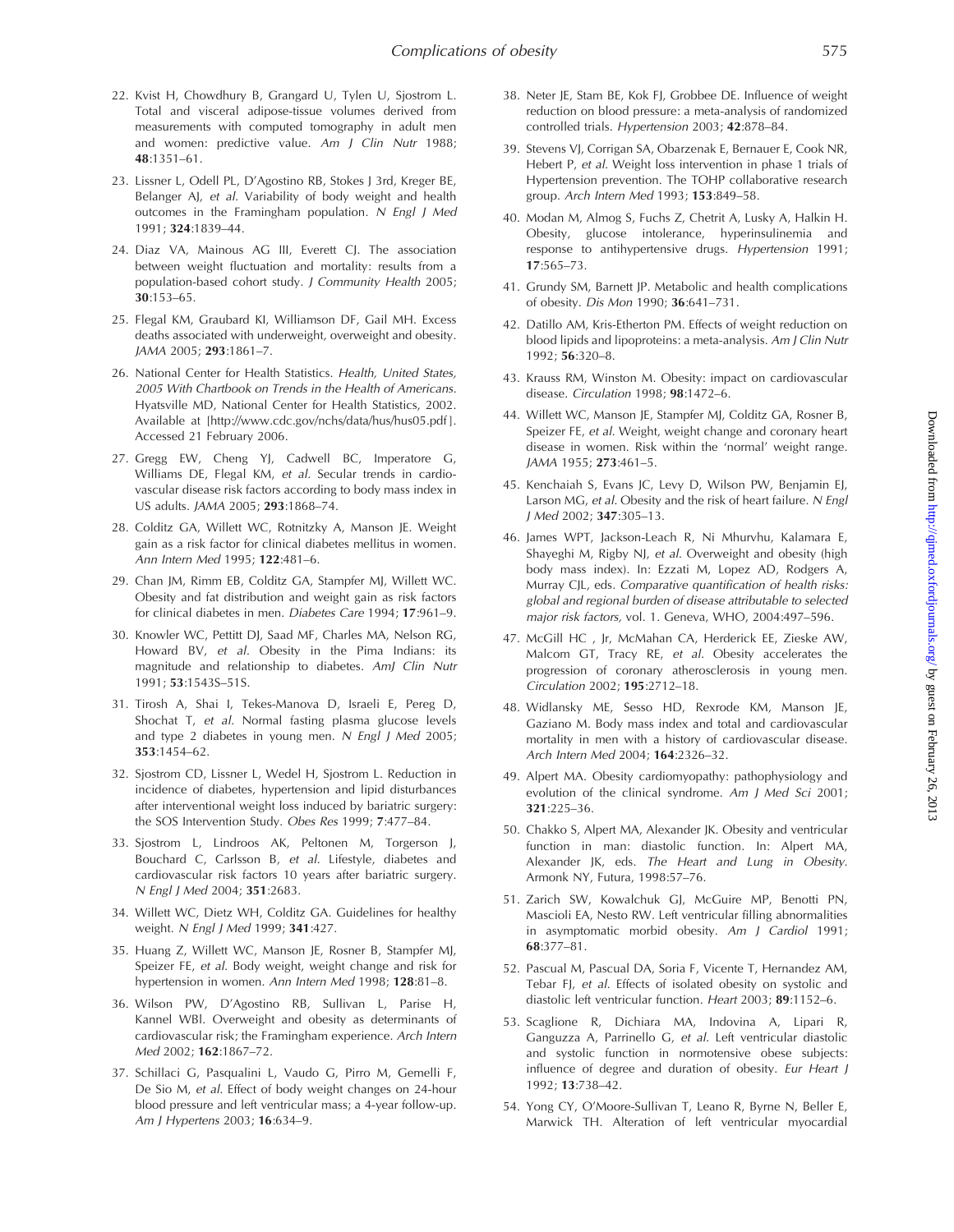22. Kvist H, Chowdhury B, Grangard U, Tylen U, Sjostrom L. Total and visceral adipose-tissue volumes derived from measurements with computed tomography in adult men and women: predictive value. *Am J Clin Nutr* 1988; **48**:1351–61.

23. Lissner L, Odell PL, D'Agostino RB, Stokes J 3rd, Kreger BE, Belanger AJ, *et al.* Variability of body weight and health outcomes in the Framingham population. *N Engl J Med* 1991; **324**:1839–44.

24. Diaz VA, Mainous AG III, Everett CJ. The association between weight fluctuation and mortality: results from a population-based cohort study. *J Community Health* 2005; **30**:153–65.

25. Flegal KM, Graubard KI, Williamson DF, Gail MH. Excess deaths associated with underweight, overweight and obesity. *JAMA* 2005; **293**:1861–7.

26. National Center for Health Statistics. *Health, United States, 2005 With Chartbook on Trends in the Health of Americans.* Hyatsville MD, National Center for Health Statistics, 2002. Available at [http://www.cdc.gov/nchs/data/hus/hus05.pdf]. Accessed 21 February 2006.

27. Gregg EW, Cheng YJ, Cadwell BC, Imperatore G, Williams DE, Flegal KM, *et al.* Secular trends in cardiovascular disease risk factors according to body mass index in US adults. *JAMA* 2005; **293**:1868–74.

28. Colditz GA, Willett WC, Rotnitzky A, Manson JE. Weight gain as a risk factor for clinical diabetes mellitus in women. *Ann Intern Med* 1995; **122**:481–6.

29. Chan JM, Rimm EB, Colditz GA, Stampfer MJ, Willett WC. Obesity and fat distribution and weight gain as risk factors for clinical diabetes in men. *Diabetes Care* 1994; **17**:961–9.

30. Knowler WC, Pettitt DJ, Saad MF, Charles MA, Nelson RG, Howard BV, *et al.* Obesity in the Pima Indians: its magnitude and relationship to diabetes. *AmJ Clin Nutr* 1991; **53**:1543S–51S.

31. Tirosh A, Shai I, Tekes-Manova D, Israeli E, Pereg D, Shochat T, *et al.* Normal fasting plasma glucose levels and type 2 diabetes in young men. *N Engl J Med* 2005; **353**:1454–62.

32. Sjostrom CD, Lissner L, Wedel H, Sjostrom L. Reduction in incidence of diabetes, hypertension and lipid disturbances after interventional weight loss induced by bariatric surgery: the SOS Intervention Study. *Obes Res* 1999; **7**:477–84.

33. Sjostrom L, Lindroos AK, Peltonen M, Torgerson J, Bouchard C, Carlsson B, *et al.* Lifestyle, diabetes and cardiovascular risk factors 10 years after bariatric surgery. *N Engl J Med* 2004; **351**:2683.

34. Willett WC, Dietz WH, Colditz GA. Guidelines for healthy weight. *N Engl J Med* 1999; **341**:427.

35. Huang Z, Willett WC, Manson JE, Rosner B, Stampfer MJ, Speizer FE, *et al.* Body weight, weight change and risk for hypertension in women. *Ann Intern Med* 1998; **128**:81–8.

36. Wilson PW, D'Agostino RB, Sullivan L, Parise H, Kannel WBl. Overweight and obesity as determinants of cardiovascular risk; the Framingham experience. *Arch Intern Med* 2002; **162**:1867–72.

37. Schillaci G, Pasqualini L, Vaudo G, Pirro M, Gemelli F, De Sio M, *et al.* Effect of body weight changes on 24-hour blood pressure and left ventricular mass; a 4-year follow-up. *Am J Hypertens* 2003; **16**:634–9.

38. Neter JE, Stam BE, Kok FJ, Grobbee DE. Influence of weight reduction on blood pressure: a meta-analysis of randomized controlled trials. *Hypertension* 2003; **42**:878–84.

39. Stevens VJ, Corrigan SA, Obarzenak E, Bernauer E, Cook NR, Hebert P, *et al.* Weight loss intervention in phase 1 trials of Hypertension prevention. The TOHP collaborative research group. *Arch Intern Med* 1993; **153**:849–58.

40. Modan M, Almog S, Fuchs Z, Chetrit A, Lusky A, Halkin H. Obesity, glucose intolerance, hyperinsulinemia and response to antihypertensive drugs. *Hypertension* 1991; **17**:565–73.

41. Grundy SM, Barnett JP. Metabolic and health complications of obesity. *Dis Mon* 1990; **36**:641–731.

42. Datillo AM, Kris-Etherton PM. Effects of weight reduction on blood lipids and lipoproteins: a meta-analysis. *Am J Clin Nutr* 1992; **56**:320–8.

43. Krauss RM, Winston M. Obesity: impact on cardiovascular disease. *Circulation* 1998; **98**:1472–6.

44. Willett WC, Manson JE, Stampfer MJ, Colditz GA, Rosner B, Speizer FE, *et al.* Weight, weight change and coronary heart disease in women. Risk within the 'normal' weight range. *JAMA* 1955; **273**:461–5.

45. Kenchaiah S, Evans JC, Levy D, Wilson PW, Benjamin EJ, Larson MG, *et al.* Obesity and the risk of heart failure. *N Engl J Med* 2002; **347**:305–13.

46. James WPT, Jackson-Leach R, Ni Mhurvhu, Kalamara E, Shayeghi M, Rigby NJ, *et al.* Overweight and obesity (high body mass index). In: Ezzati M, Lopez AD, Rodgers A, Murray CJL, eds. *Comparative quantification of health risks: global and regional burden of disease attributable to selected major risk factors,* vol. 1. Geneva, WHO, 2004:497–596.

47. McGill HC , Jr, McMahan CA, Herderick EE, Zieske AW, Malcom GT, Tracy RE, *et al.* Obesity accelerates the progression of coronary atherosclerosis in young men. *Circulation* 2002; **195**:2712–18.

48. Widlansky ME, Sesso HD, Rexrode KM, Manson JE, Gaziano M. Body mass index and total and cardiovascular mortality in men with a history of cardiovascular disease. *Arch Intern Med* 2004; **164**:2326–32.

49. Alpert MA. Obesity cardiomyopathy: pathophysiology and evolution of the clinical syndrome. *Am J Med Sci* 2001; **321**:225–36.

50. Chakko S, Alpert MA, Alexander JK. Obesity and ventricular function in man: diastolic function. In: Alpert MA, Alexander JK, eds. *The Heart and Lung in Obesity*. Armonk NY, Futura, 1998:57–76.

51. Zarich SW, Kowalchuk GJ, McGuire MP, Benotti PN, Mascioli EA, Nesto RW. Left ventricular filling abnormalities in asymptomatic morbid obesity. *Am J Cardiol* 1991; **68**:377–81.

52. Pascual M, Pascual DA, Soria F, Vicente T, Hernandez AM, Tebar FJ, *et al.* Effects of isolated obesity on systolic and diastolic left ventricular function. *Heart* 2003; **89**:1152–6.

53. Scaglione R, Dichiara MA, Indovina A, Lipari R, Ganguzza A, Parrinello G, *et al.* Left ventricular diastolic and systolic function in normotensive obese subjects: influence of degree and duration of obesity. *Eur Heart J* 1992; **13**:738–42.

54. Yong CY, O'Moore-Sullivan T, Leano R, Byrne N, Beller E, Marwick TH. Alteration of left ventricular myocardial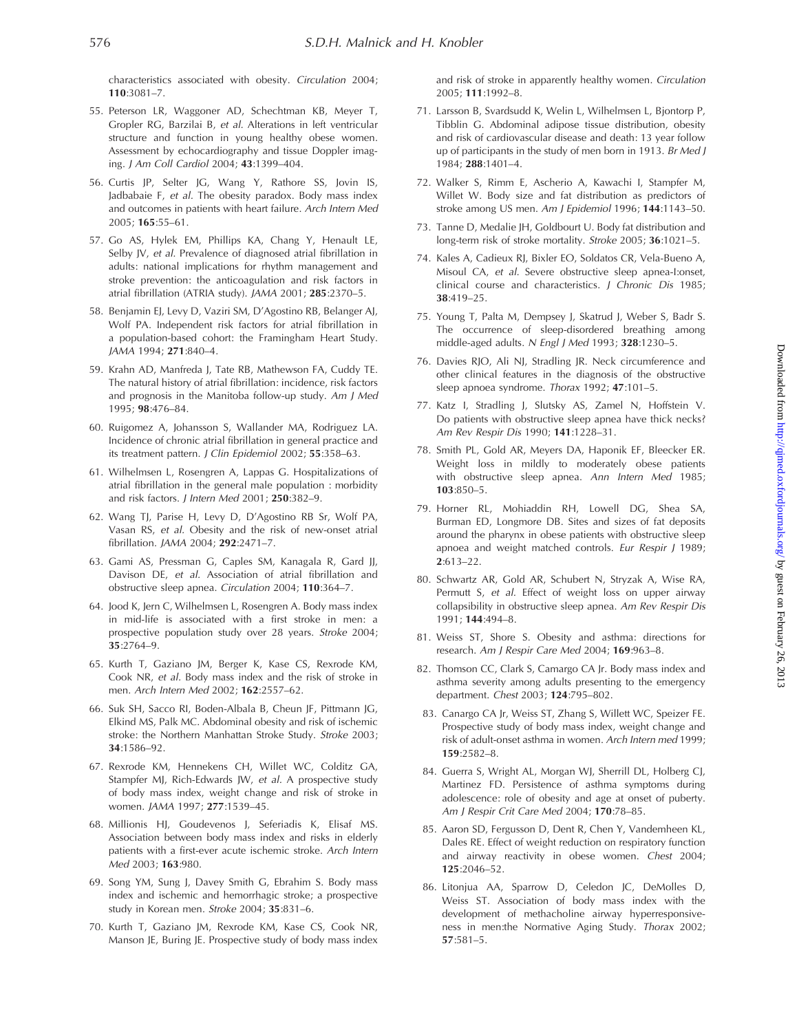characteristics associated with obesity. *Circulation* 2004; **110**:3081–7.

55. Peterson LR, Waggoner AD, Schechtman KB, Meyer T, Gropler RG, Barzilai B, *et al.* Alterations in left ventricular structure and function in young healthy obese women. Assessment by echocardiography and tissue Doppler imaging. *J Am Coll Cardiol* 2004; **43**:1399–404.

56. Curtis JP, Selter JG, Wang Y, Rathore SS, Jovin IS, Jadbabaie F, *et al.* The obesity paradox. Body mass index and outcomes in patients with heart failure. *Arch Intern Med* 2005; **165**:55–61.

57. Go AS, Hylek EM, Phillips KA, Chang Y, Henault LE, Selby JV, *et al.* Prevalence of diagnosed atrial fibrillation in adults: national implications for rhythm management and stroke prevention: the anticoagulation and risk factors in atrial fibrillation (ATRIA study). *JAMA* 2001; **285**:2370–5.

58. Benjamin EJ, Levy D, Vaziri SM, D'Agostino RB, Belanger AJ, Wolf PA. Independent risk factors for atrial fibrillation in a population-based cohort: the Framingham Heart Study. *JAMA* 1994; **271**:840–4.

59. Krahn AD, Manfreda J, Tate RB, Mathewson FA, Cuddy TE. The natural history of atrial fibrillation: incidence, risk factors and prognosis in the Manitoba follow-up study. *Am J Med* 1995; **98**:476–84.

60. Ruigomez A, Johansson S, Wallander MA, Rodriguez LA. Incidence of chronic atrial fibrillation in general practice and its treatment pattern. *J Clin Epidemiol* 2002; **55**:358–63.

61. Wilhelmsen L, Rosengren A, Lappas G. Hospitalizations of atrial fibrillation in the general male population : morbidity and risk factors. *J Intern Med* 2001; **250**:382–9.

62. Wang TJ, Parise H, Levy D, D'Agostino RB Sr, Wolf PA, Vasan RS, *et al.* Obesity and the risk of new-onset atrial fibrillation. *JAMA* 2004; **292**:2471–7.

63. Gami AS, Pressman G, Caples SM, Kanagala R, Gard JJ, Davison DE, *et al.* Association of atrial fibrillation and obstructive sleep apnea. *Circulation* 2004; **110**:364–7.

64. Jood K, Jern C, Wilhelmsen L, Rosengren A. Body mass index in mid-life is associated with a first stroke in men: a prospective population study over 28 years. *Stroke* 2004; **35**:2764–9.

65. Kurth T, Gaziano JM, Berger K, Kase CS, Rexrode KM, Cook NR, *et al.* Body mass index and the risk of stroke in men. *Arch Intern Med* 2002; **162**:2557–62.

66. Suk SH, Sacco RI, Boden-Albala B, Cheun JF, Pittmann JG, Elkind MS, Palk MC. Abdominal obesity and risk of ischemic stroke: the Northern Manhattan Stroke Study. *Stroke* 2003; **34**:1586–92.

67. Rexrode KM, Hennekens CH, Willet WC, Colditz GA, Stampfer MJ, Rich-Edwards JW, *et al.* A prospective study of body mass index, weight change and risk of stroke in women. *JAMA* 1997; **277**:1539–45.

68. Millionis HJ, Goudevenos J, Seferiadis K, Elisaf MS. Association between body mass index and risks in elderly patients with a first-ever acute ischemic stroke. *Arch Intern Med* 2003; **163**:980.

69. Song YM, Sung J, Davey Smith G, Ebrahim S. Body mass index and ischemic and hemorrhagic stroke; a prospective study in Korean men. *Stroke* 2004; **35**:831–6.

70. Kurth T, Gaziano JM, Rexrode KM, Kase CS, Cook NR, Manson JE, Buring JE. Prospective study of body mass index and risk of stroke in apparently healthy women. *Circulation* 2005; **111**:1992–8.

71. Larsson B, Svardsudd K, Welin L, Wilhelmsen L, Bjontorp P, Tibblin G. Abdominal adipose tissue distribution, obesity and risk of cardiovascular disease and death: 13 year follow up of participants in the study of men born in 1913. *Br Med J* 1984; **288**:1401–4.

72. Walker S, Rimm E, Ascherio A, Kawachi I, Stampfer M, Willet W. Body size and fat distribution as predictors of stroke among US men. *Am J Epidemiol* 1996; **144**:1143–50.

73. Tanne D, Medalie JH, Goldbourt U. Body fat distribution and long-term risk of stroke mortality. *Stroke* 2005; **36**:1021–5.

74. Kales A, Cadieux RJ, Bixler EO, Soldatos CR, Vela-Bueno A, Misoul CA, *et al.* Severe obstructive sleep apnea-I:onset, clinical course and characteristics. *J Chronic Dis* 1985; **38**:419–25.

75. Young T, Palta M, Dempsey J, Skatrud J, Weber S, Badr S. The occurrence of sleep-disordered breathing among middle-aged adults. *N Engl J Med* 1993; **328**:1230–5.

76. Davies RJO, Ali NJ, Stradling JR. Neck circumference and other clinical features in the diagnosis of the obstructive sleep apnoea syndrome. *Thorax* 1992; **47**:101–5.

77. Katz I, Stradling J, Slutsky AS, Zamel N, Hoffstein V. Do patients with obstructive sleep apnea have thick necks? *Am Rev Respir Dis* 1990; **141**:1228–31.

78. Smith PL, Gold AR, Meyers DA, Haponik EF, Bleecker ER. Weight loss in mildly to moderately obese patients with obstructive sleep apnea. *Ann Intern Med* 1985; **103**:850–5.

79. Horner RL, Mohiaddin RH, Lowell DG, Shea SA, Burman ED, Longmore DB. Sites and sizes of fat deposits around the pharynx in obese patients with obstructive sleep apnoea and weight matched controls. *Eur Respir J* 1989; **2**:613–22.

80. Schwartz AR, Gold AR, Schubert N, Stryzak A, Wise RA, Permutt S, *et al.* Effect of weight loss on upper airway collapsibility in obstructive sleep apnea. *Am Rev Respir Dis* 1991; **144**:494–8.

81. Weiss ST, Shore S. Obesity and asthma: directions for research. *Am J Respir Care Med* 2004; **169**:963–8.

82. Thomson CC, Clark S, Camargo CA Jr. Body mass index and asthma severity among adults presenting to the emergency department. *Chest* 2003; **124**:795–802.

83. Canargo CA Jr, Weiss ST, Zhang S, Willett WC, Speizer FE. Prospective study of body mass index, weight change and risk of adult-onset asthma in women. *Arch Intern med* 1999; **159**:2582–8.

84. Guerra S, Wright AL, Morgan WJ, Sherrill DL, Holberg CJ, Martinez FD. Persistence of asthma symptoms during adolescence: role of obesity and age at onset of puberty. *Am J Respir Crit Care Med* 2004; **170**:78–85.

85. Aaron SD, Fergusson D, Dent R, Chen Y, Vandemheen KL, Dales RE. Effect of weight reduction on respiratory function and airway reactivity in obese women. *Chest* 2004; **125**:2046–52.

86. Litonjua AA, Sparrow D, Celedon JC, DeMolles D, Weiss ST. Association of body mass index with the development of methacholine airway hyperresponsiveness in men:the Normative Aging Study. *Thorax* 2002; **57**:581–5.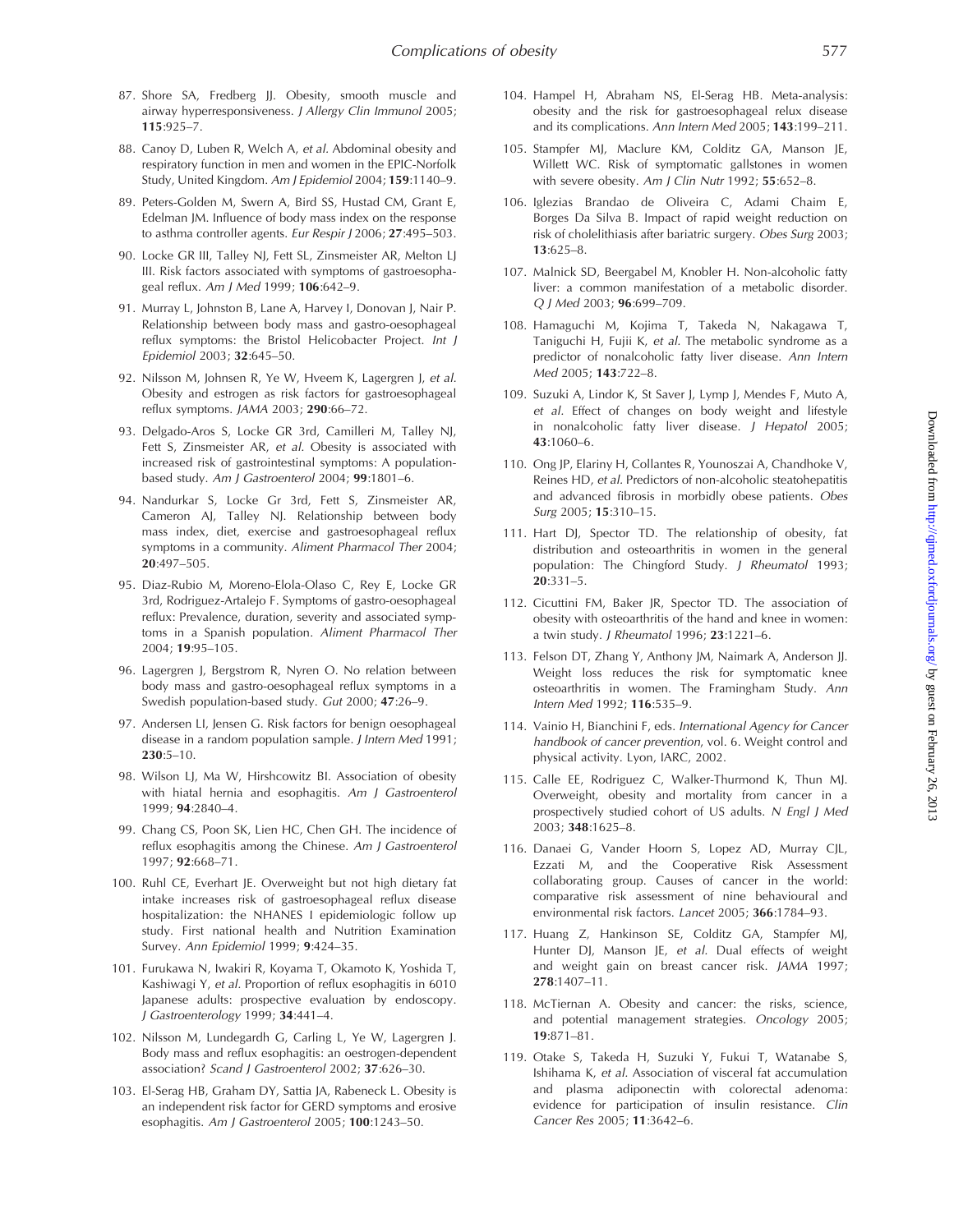87. Shore SA, Fredberg JJ. Obesity, smooth muscle and airway hyperresponsiveness. *J Allergy Clin Immunol* 2005; **115**:925–7.

88. Canoy D, Luben R, Welch A, *et al.* Abdominal obesity and respiratory function in men and women in the EPIC-Norfolk Study, United Kingdom. *Am J Epidemiol* 2004; **159**:1140–9.

89. Peters-Golden M, Swern A, Bird SS, Hustad CM, Grant E, Edelman JM. Influence of body mass index on the response to asthma controller agents. *Eur Respir J* 2006; **27**:495–503.

90. Locke GR III, Talley NJ, Fett SL, Zinsmeister AR, Melton LJ III. Risk factors associated with symptoms of gastroesophageal reflux. *Am J Med* 1999; **106**:642–9.

91. Murray L, Johnston B, Lane A, Harvey I, Donovan J, Nair P. Relationship between body mass and gastro-oesophageal reflux symptoms: the Bristol Helicobacter Project. *Int J Epidemiol* 2003; **32**:645–50.

92. Nilsson M, Johnsen R, Ye W, Hveem K, Lagergren J, *et al.* Obesity and estrogen as risk factors for gastroesophageal reflux symptoms. *JAMA* 2003; **290**:66–72.

93. Delgado-Aros S, Locke GR 3rd, Camilleri M, Talley NJ, Fett S, Zinsmeister AR, *et al.* Obesity is associated with increased risk of gastrointestinal symptoms: A population-based study. *Am J Gastroenterol* 2004; **99**:1801–6.

94. Nandurkar S, Locke Gr 3rd, Fett S, Zinsmeister AR, Cameron AJ, Talley NJ. Relationship between body mass index, diet, exercise and gastroesophageal reflux symptoms in a community. *Aliment Pharmacol Ther* 2004; **20**:497–505.

95. Diaz-Rubio M, Moreno-Elola-Olaso C, Rey E, Locke GR 3rd, Rodriguez-Artalejo F. Symptoms of gastro-oesophageal reflux: Prevalence, duration, severity and associated symptoms in a Spanish population. *Aliment Pharmacol Ther* 2004; **19**:95–105.

96. Lagergren J, Bergstrom R, Nyren O. No relation between body mass and gastro-oesophageal reflux symptoms in a Swedish population-based study. *Gut* 2000; **47**:26–9.

97. Andersen LI, Jensen G. Risk factors for benign oesophageal disease in a random population sample. *J Intern Med* 1991; **230**:5–10.

98. Wilson LJ, Ma W, Hirshcowitz BI. Association of obesity with hiatal hernia and esophagitis. *Am J Gastroenterol* 1999; **94**:2840–4.

99. Chang CS, Poon SK, Lien HC, Chen GH. The incidence of reflux esophagitis among the Chinese. *Am J Gastroenterol* 1997; **92**:668–71.

100. Ruhl CE, Everhart JE. Overweight but not high dietary fat intake increases risk of gastroesophageal reflux disease hospitalization: the NHANES I epidemiologic follow up study. First national health and Nutrition Examination Survey. *Ann Epidemiol* 1999; **9**:424–35.

101. Furukawa N, Iwakiri R, Koyama T, Okamoto K, Yoshida T, Kashiwagi Y, *et al.* Proportion of reflux esophagitis in 6010 Japanese adults: prospective evaluation by endoscopy. *J Gastroenterology* 1999; **34**:441–4.

102. Nilsson M, Lundegardh G, Carling L, Ye W, Lagergren J. Body mass and reflux esophagitis: an oestrogen-dependent association? *Scand J Gastroenterol* 2002; **37**:626–30.

103. El-Serag HB, Graham DY, Sattia JA, Rabeneck L. Obesity is an independent risk factor for GERD symptoms and erosive esophagitis. *Am J Gastroenterol* 2005; **100**:1243–50.

104. Hampel H, Abraham NS, El-Serag HB. Meta-analysis: obesity and the risk for gastroesophageal relux disease and its complications. *Ann Intern Med* 2005; **143**:199–211.

105. Stampfer MJ, Maclure KM, Colditz GA, Manson JE, Willett WC. Risk of symptomatic gallstones in women with severe obesity. *Am J Clin Nutr* 1992; **55**:652–8.

106. Iglezias Brandao de Oliveira C, Adami Chaim E, Borges Da Silva B. Impact of rapid weight reduction on risk of cholelithiasis after bariatric surgery. *Obes Surg* 2003; **13**:625–8.

107. Malnick SD, Beergabel M, Knobler H. Non-alcoholic fatty liver: a common manifestation of a metabolic disorder. *Q J Med* 2003; **96**:699–709.

108. Hamaguchi M, Kojima T, Takeda N, Nakagawa T, Taniguchi H, Fujii K, *et al.* The metabolic syndrome as a predictor of nonalcoholic fatty liver disease. *Ann Intern Med* 2005; **143**:722–8.

109. Suzuki A, Lindor K, St Saver J, Lymp J, Mendes F, Muto A, *et al.* Effect of changes on body weight and lifestyle in nonalcoholic fatty liver disease. *J Hepatol* 2005; **43**:1060–6.

110. Ong JP, Elariny H, Collantes R, Younoszai A, Chandhoke V, Reines HD, *et al.* Predictors of non-alcoholic steatohepatitis and advanced fibrosis in morbidly obese patients. *Obes Surg* 2005; **15**:310–15.

111. Hart DJ, Spector TD. The relationship of obesity, fat distribution and osteoarthritis in women in the general population: The Chingford Study. *J Rheumatol* 1993; **20**:331–5.

112. Cicuttini FM, Baker JR, Spector TD. The association of obesity with osteoarthritis of the hand and knee in women: a twin study. *J Rheumatol* 1996; **23**:1221–6.

113. Felson DT, Zhang Y, Anthony JM, Naimark A, Anderson JJ. Weight loss reduces the risk for symptomatic knee osteoarthritis in women. The Framingham Study. *Ann Intern Med* 1992; **116**:535–9.

114. Vainio H, Bianchini F, eds. *International Agency for Cancer handbook of cancer prevention*, vol. 6. Weight control and physical activity. Lyon, IARC, 2002.

115. Calle EE, Rodriguez C, Walker-Thurmond K, Thun MJ. Overweight, obesity and mortality from cancer in a prospectively studied cohort of US adults. *N Engl J Med* 2003; **348**:1625–8.

116. Danaei G, Vander Hoorn S, Lopez AD, Murray CJL, Ezzati M, and the Cooperative Risk Assessment collaborating group. Causes of cancer in the world: comparative risk assessment of nine behavioural and environmental risk factors. *Lancet* 2005; **366**:1784–93.

117. Huang Z, Hankinson SE, Colditz GA, Stampfer MJ, Hunter DJ, Manson JE, *et al.* Dual effects of weight and weight gain on breast cancer risk. *JAMA* 1997; **278**:1407–11.

118. McTiernan A. Obesity and cancer: the risks, science, and potential management strategies. *Oncology* 2005; **19**:871–81.

119. Otake S, Takeda H, Suzuki Y, Fukui T, Watanabe S, Ishihama K, *et al.* Association of visceral fat accumulation and plasma adiponectin with colorectal adenoma: evidence for participation of insulin resistance. *Clin Cancer Res* 2005; **11**:3642–6.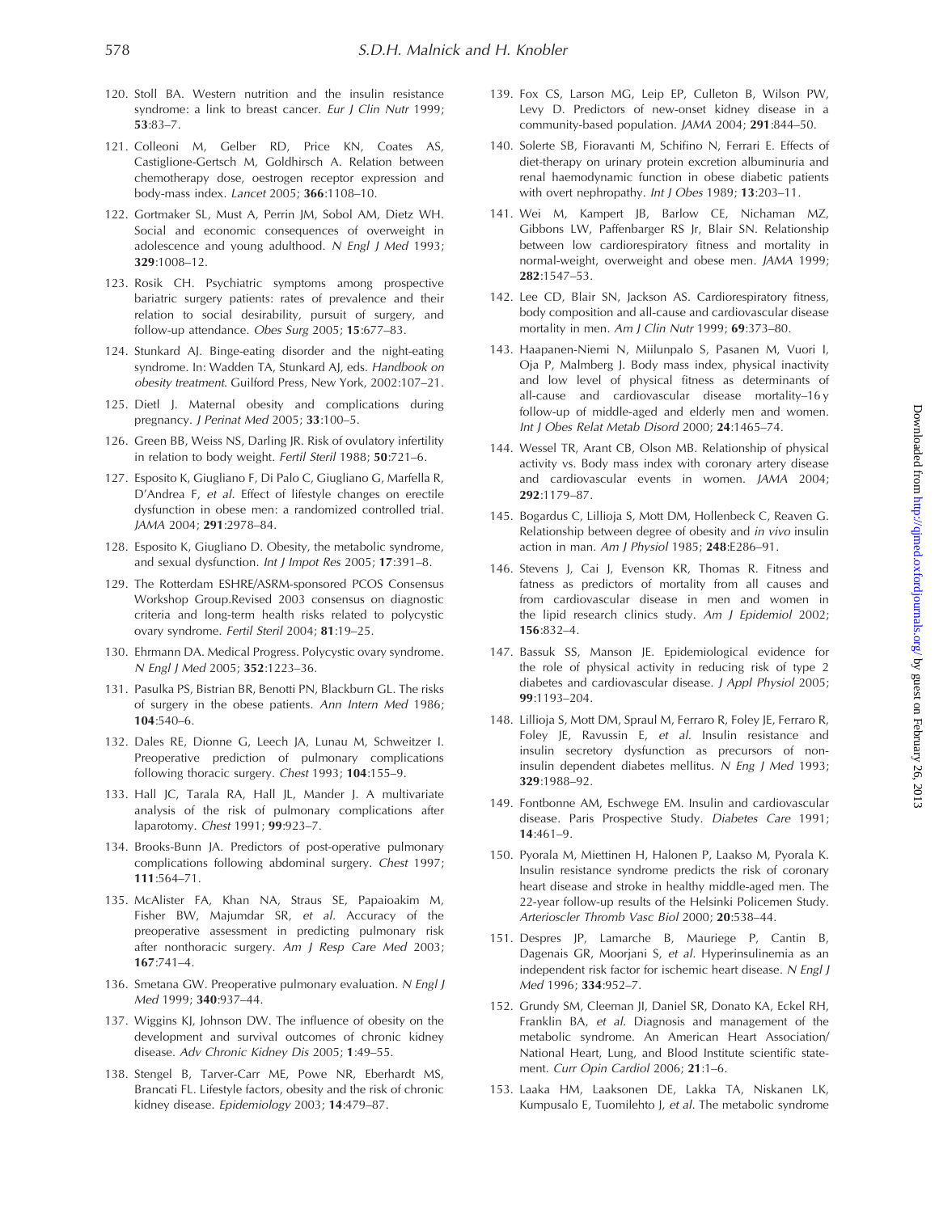120. Stoll BA. Western nutrition and the insulin resistance syndrome: a link to breast cancer. *Eur J Clin Nutr* 1999; **53**:83–7.

121. Colleoni M, Gelber RD, Price KN, Coates AS, Castiglione-Gertsch M, Goldhirsch A. Relation between chemotherapy dose, oestrogen receptor expression and body-mass index. *Lancet* 2005; **366**:1108–10.

122. Gortmaker SL, Must A, Perrin JM, Sobol AM, Dietz WH. Social and economic consequences of overweight in adolescence and young adulthood. *N Engl J Med* 1993; **329**:1008–12.

123. Rosik CH. Psychiatric symptoms among prospective bariatric surgery patients: rates of prevalence and their relation to social desirability, pursuit of surgery, and follow-up attendance. *Obes Surg* 2005; **15**:677–83.

124. Stunkard AJ. Binge-eating disorder and the night-eating syndrome. In: Wadden TA, Stunkard AJ, eds. *Handbook on obesity treatment*. Guilford Press, New York, 2002:107–21.

125. Dietl J. Maternal obesity and complications during pregnancy. *J Perinat Med* 2005; **33**:100–5.

126. Green BB, Weiss NS, Darling JR. Risk of ovulatory infertility in relation to body weight. *Fertil Steril* 1988; **50**:721–6.

127. Esposito K, Giugliano F, Di Palo C, Giugliano G, Marfella R, D'Andrea F, *et al*. Effect of lifestyle changes on erectile dysfunction in obese men: a randomized controlled trial. *JAMA* 2004; **291**:2978–84.

128. Esposito K, Giugliano D. Obesity, the metabolic syndrome, and sexual dysfunction. *Int J Impot Res* 2005; **17**:391–8.

129. The Rotterdam ESHRE/ASRM-sponsored PCOS Consensus Workshop Group.Revised 2003 consensus on diagnostic criteria and long-term health risks related to polycystic ovary syndrome. *Fertil Steril* 2004; **81**:19–25.

130. Ehrmann DA. Medical Progress. Polycystic ovary syndrome. *N Engl J Med* 2005; **352**:1223–36.

131. Pasulka PS, Bistrian BR, Benotti PN, Blackburn GL. The risks of surgery in the obese patients. *Ann Intern Med* 1986; **104**:540–6.

132. Dales RE, Dionne G, Leech JA, Lunau M, Schweitzer I. Preoperative prediction of pulmonary complications following thoracic surgery. *Chest* 1993; **104**:155–9.

133. Hall JC, Tarala RA, Hall JL, Mander J. A multivariate analysis of the risk of pulmonary complications after laparotomy. *Chest* 1991; **99**:923–7.

134. Brooks-Bunn JA. Predictors of post-operative pulmonary complications following abdominal surgery. *Chest* 1997; **111**:564–71.

135. McAlister FA, Khan NA, Straus SE, Papaioakim M, Fisher BW, Majumdar SR, *et al*. Accuracy of the preoperative assessment in predicting pulmonary risk after nonthoracic surgery. *Am J Resp Care Med* 2003; **167**:741–4.

136. Smetana GW. Preoperative pulmonary evaluation. *N Engl J Med* 1999; **340**:937–44.

137. Wiggins KJ, Johnson DW. The influence of obesity on the development and survival outcomes of chronic kidney disease. *Adv Chronic Kidney Dis* 2005; **1**:49–55.

138. Stengel B, Tarver-Carr ME, Powe NR, Eberhardt MS, Brancati FL. Lifestyle factors, obesity and the risk of chronic kidney disease. *Epidemiology* 2003; **14**:479–87.

139. Fox CS, Larson MG, Leip EP, Culleton B, Wilson PW, Levy D. Predictors of new-onset kidney disease in a community-based population. *JAMA* 2004; **291**:844–50.

140. Solerte SB, Fioravanti M, Schifino N, Ferrari E. Effects of diet-therapy on urinary protein excretion albuminuria and renal haemodynamic function in obese diabetic patients with overt nephropathy. *Int J Obes* 1989; **13**:203–11.

141. Wei M, Kampert JB, Barlow CE, Nichaman MZ, Gibbons LW, Paffenbarger RS Jr, Blair SN. Relationship between low cardiorespiratory fitness and mortality in normal-weight, overweight and obese men. *JAMA* 1999; **282**:1547–53.

142. Lee CD, Blair SN, Jackson AS. Cardiorespiratory fitness, body composition and all-cause and cardiovascular disease mortality in men. *Am J Clin Nutr* 1999; **69**:373–80.

143. Haapanen-Niemi N, Miilunpalo S, Pasanen M, Vuori I, Oja P, Malmberg J. Body mass index, physical inactivity and low level of physical fitness as determinants of all-cause and cardiovascular disease mortality–16 y follow-up of middle-aged and elderly men and women. *Int J Obes Relat Metab Disord* 2000; **24**:1465–74.

144. Wessel TR, Arant CB, Olson MB. Relationship of physical activity vs. Body mass index with coronary artery disease and cardiovascular events in women. *JAMA* 2004; **292**:1179–87.

145. Bogardus C, Lillioja S, Mott DM, Hollenbeck C, Reaven G. Relationship between degree of obesity and *in vivo* insulin action in man. *Am J Physiol* 1985; **248**:E286–91.

146. Stevens J, Cai J, Evenson KR, Thomas R. Fitness and fatness as predictors of mortality from all causes and from cardiovascular disease in men and women in the lipid research clinics study. *Am J Epidemiol* 2002; **156**:832–4.

147. Bassuk SS, Manson JE. Epidemiological evidence for the role of physical activity in reducing risk of type 2 diabetes and cardiovascular disease. *J Appl Physiol* 2005; **99**:1193–204.

148. Lillioja S, Mott DM, Spraul M, Ferraro R, Foley JE, Ferraro R, Foley JE, Ravussin E, *et al*. Insulin resistance and insulin secretory dysfunction as precursors of non-insulin dependent diabetes mellitus. *N Eng J Med* 1993; **329**:1988–92.

149. Fontbonne AM, Eschwege EM. Insulin and cardiovascular disease. Paris Prospective Study. *Diabetes Care* 1991; **14**:461–9.

150. Pyorala M, Miettinen H, Halonen P, Laakso M, Pyorala K. Insulin resistance syndrome predicts the risk of coronary heart disease and stroke in healthy middle-aged men. The 22-year follow-up results of the Helsinki Policemen Study. *Arterioscler Thromb Vasc Biol* 2000; **20**:538–44.

151. Despres JP, Lamarche B, Mauriege P, Cantin B, Dagenais GR, Moorjani S, *et al*. Hyperinsulinemia as an independent risk factor for ischemic heart disease. *N Engl J Med* 1996; **334**:952–7.

152. Grundy SM, Cleeman JI, Daniel SR, Donato KA, Eckel RH, Franklin BA, *et al*. Diagnosis and management of the metabolic syndrome. An American Heart Association/National Heart, Lung, and Blood Institute scientific statement. *Curr Opin Cardiol* 2006; **21**:1–6.

153. Laaka HM, Laaksonen DE, Lakka TA, Niskanen LK, Kumpusalo E, Tuomilehto J, *et al*. The metabolic syndrome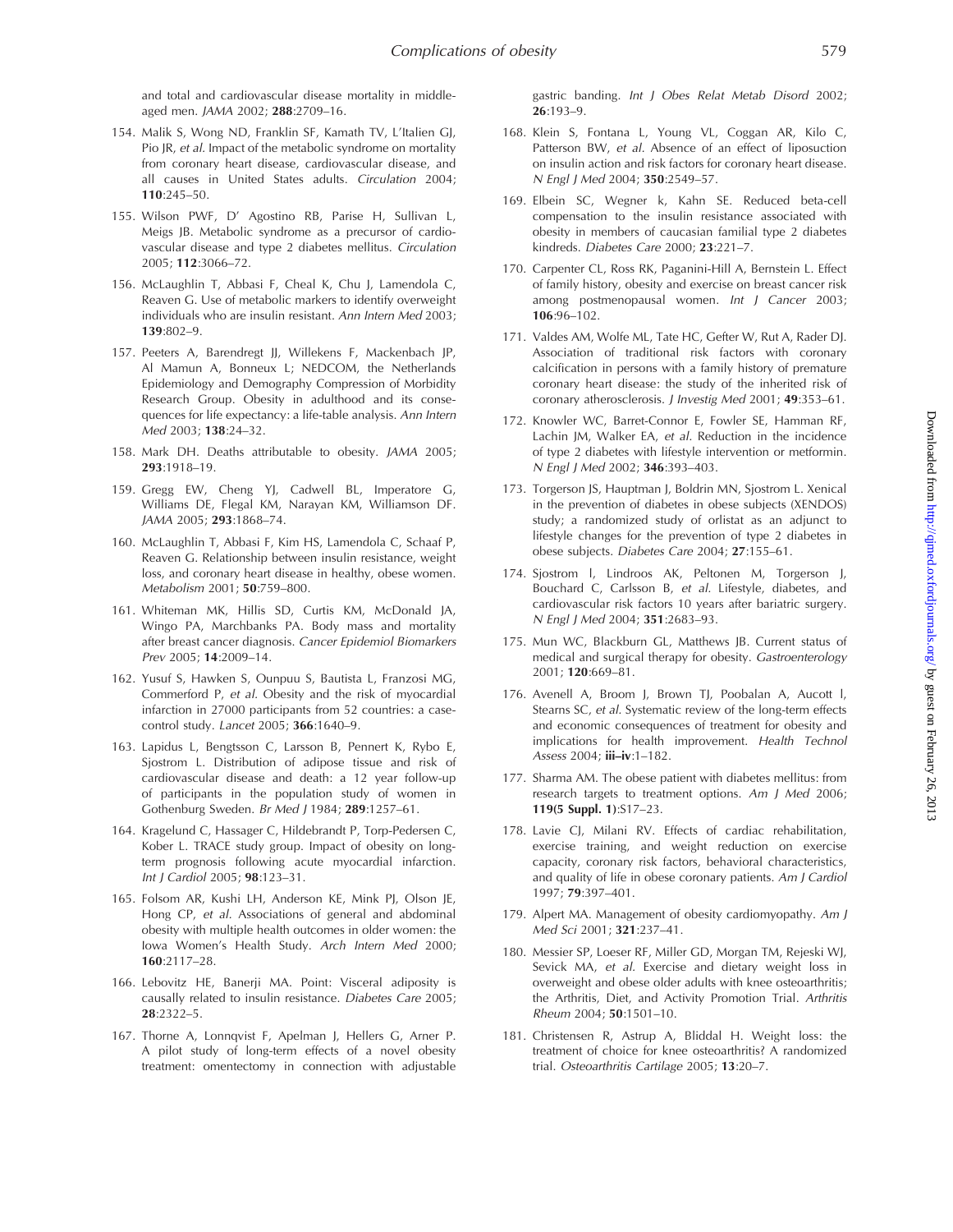and total and cardiovascular disease mortality in middle-aged men. *JAMA* 2002; **288**:2709–16.

154. Malik S, Wong ND, Franklin SF, Kamath TV, L'Italien GJ, Pio JR, *et al.* Impact of the metabolic syndrome on mortality from coronary heart disease, cardiovascular disease, and all causes in United States adults. *Circulation* 2004; **110**:245–50.

155. Wilson PWF, D' Agostino RB, Parise H, Sullivan L, Meigs JB. Metabolic syndrome as a precursor of cardiovascular disease and type 2 diabetes mellitus. *Circulation* 2005; **112**:3066–72.

156. McLaughlin T, Abbasi F, Cheal K, Chu J, Lamendola C, Reaven G. Use of metabolic markers to identify overweight individuals who are insulin resistant. *Ann Intern Med* 2003; **139**:802–9.

157. Peeters A, Barendregt JJ, Willekens F, Mackenbach JP, Al Mamun A, Bonneux L; NEDCOM, the Netherlands Epidemiology and Demography Compression of Morbidity Research Group. Obesity in adulthood and its consequences for life expectancy: a life-table analysis. *Ann Intern Med* 2003; **138**:24–32.

158. Mark DH. Deaths attributable to obesity. *JAMA* 2005; **293**:1918–19.

159. Gregg EW, Cheng YJ, Cadwell BL, Imperatore G, Williams DE, Flegal KM, Narayan KM, Williamson DF. *JAMA* 2005; **293**:1868–74.

160. McLaughlin T, Abbasi F, Kim HS, Lamendola C, Schaaf P, Reaven G. Relationship between insulin resistance, weight loss, and coronary heart disease in healthy, obese women. *Metabolism* 2001; **50**:759–800.

161. Whiteman MK, Hillis SD, Curtis KM, McDonald JA, Wingo PA, Marchbanks PA. Body mass and mortality after breast cancer diagnosis. *Cancer Epidemiol Biomarkers Prev* 2005; **14**:2009–14.

162. Yusuf S, Hawken S, Ounpuu S, Bautista L, Franzosi MG, Commerford P, *et al.* Obesity and the risk of myocardial infarction in 27000 participants from 52 countries: a case-control study. *Lancet* 2005; **366**:1640–9.

163. Lapidus L, Bengtsson C, Larsson B, Pennert K, Rybo E, Sjostrom L. Distribution of adipose tissue and risk of cardiovascular disease and death: a 12 year follow-up of participants in the population study of women in Gothenburg Sweden. *Br Med J* 1984; **289**:1257–61.

164. Kragelund C, Hassager C, Hildebrandt P, Torp-Pedersen C, Kober L. TRACE study group. Impact of obesity on long-term prognosis following acute myocardial infarction. *Int J Cardiol* 2005; **98**:123–31.

165. Folsom AR, Kushi LH, Anderson KE, Mink PJ, Olson JE, Hong CP, *et al.* Associations of general and abdominal obesity with multiple health outcomes in older women: the Iowa Women's Health Study. *Arch Intern Med* 2000; **160**:2117–28.

166. Lebovitz HE, Banerji MA. Point: Visceral adiposity is causally related to insulin resistance. *Diabetes Care* 2005; **28**:2322–5.

167. Thorne A, Lonnqvist F, Apelman J, Hellers G, Arner P. A pilot study of long-term effects of a novel obesity treatment: omentectomy in connection with adjustable gastric banding. *Int J Obes Relat Metab Disord* 2002; **26**:193–9.

168. Klein S, Fontana L, Young VL, Coggan AR, Kilo C, Patterson BW, *et al.* Absence of an effect of liposuction on insulin action and risk factors for coronary heart disease. *N Engl J Med* 2004; **350**:2549–57.

169. Elbein SC, Wegner k, Kahn SE. Reduced beta-cell compensation to the insulin resistance associated with obesity in members of caucasian familial type 2 diabetes kindreds. *Diabetes Care* 2000; **23**:221–7.

170. Carpenter CL, Ross RK, Paganini-Hill A, Bernstein L. Effect of family history, obesity and exercise on breast cancer risk among postmenopausal women. *Int J Cancer* 2003; **106**:96–102.

171. Valdes AM, Wolfe ML, Tate HC, Gefter W, Rut A, Rader DJ. Association of traditional risk factors with coronary calcification in persons with a family history of premature coronary heart disease: the study of the inherited risk of coronary atherosclerosis. *J Investig Med* 2001; **49**:353–61.

172. Knowler WC, Barret-Connor E, Fowler SE, Hamman RF, Lachin JM, Walker EA, *et al.* Reduction in the incidence of type 2 diabetes with lifestyle intervention or metformin. *N Engl J Med* 2002; **346**:393–403.

173. Torgerson JS, Hauptman J, Boldrin MN, Sjostrom L. Xenical in the prevention of diabetes in obese subjects (XENDOS) study; a randomized study of orlistat as an adjunct to lifestyle changes for the prevention of type 2 diabetes in obese subjects. *Diabetes Care* 2004; **27**:155–61.

174. Sjostrom l, Lindroos AK, Peltonen M, Torgerson J, Bouchard C, Carlsson B, *et al.* Lifestyle, diabetes, and cardiovascular risk factors 10 years after bariatric surgery. *N Engl J Med* 2004; **351**:2683–93.

175. Mun WC, Blackburn GL, Matthews JB. Current status of medical and surgical therapy for obesity. *Gastroenterology* 2001; **120**:669–81.

176. Avenell A, Broom J, Brown TJ, Poobalan A, Aucott l, Stearns SC, *et al.* Systematic review of the long-term effects and economic consequences of treatment for obesity and implications for health improvement. *Health Technol Assess* 2004; **iii–iv**:1–182.

177. Sharma AM. The obese patient with diabetes mellitus: from research targets to treatment options. *Am J Med* 2006; **119(5 Suppl. 1)**:S17–23.

178. Lavie CJ, Milani RV. Effects of cardiac rehabilitation, exercise training, and weight reduction on exercise capacity, coronary risk factors, behavioral characteristics, and quality of life in obese coronary patients. *Am J Cardiol* 1997; **79**:397–401.

179. Alpert MA. Management of obesity cardiomyopathy. *Am J Med Sci* 2001; **321**:237–41.

180. Messier SP, Loeser RF, Miller GD, Morgan TM, Rejeski WJ, Sevick MA, *et al.* Exercise and dietary weight loss in overweight and obese older adults with knee osteoarthritis; the Arthritis, Diet, and Activity Promotion Trial. *Arthritis Rheum* 2004; **50**:1501–10.

181. Christensen R, Astrup A, Bliddal H. Weight loss: the treatment of choice for knee osteoarthritis? A randomized trial. *Osteoarthritis Cartilage* 2005; **13**:20–7.